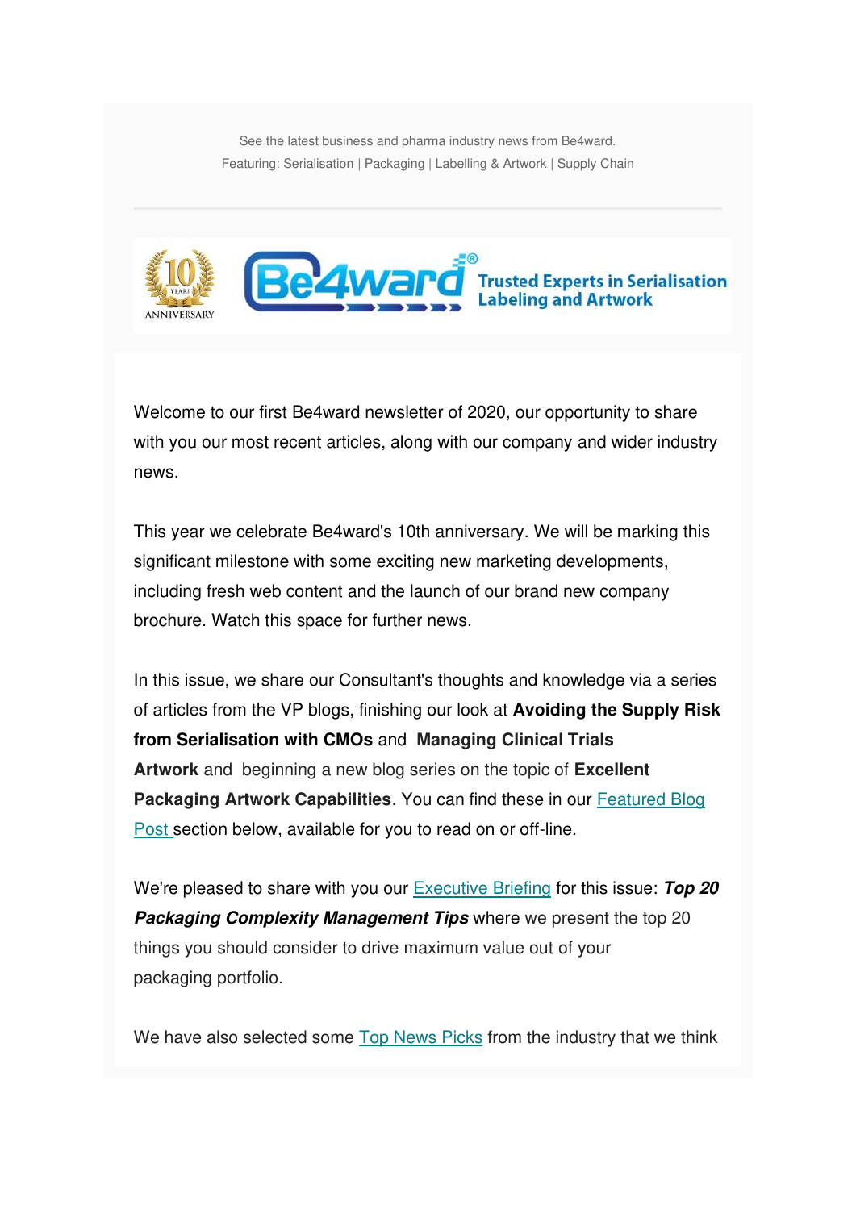See the latest business and pharma industry news from Be4ward.
Featuring: Serialisation | Packaging | Labelling & Artwork | Supply Chain

Be4ward® Trusted Experts in Serialisation Labeling and Artwork

Welcome to our first Be4ward newsletter of 2020, our opportunity to share with you our most recent articles, along with our company and wider industry news.

This year we celebrate Be4ward's 10th anniversary. We will be marking this significant milestone with some exciting new marketing developments, including fresh web content and the launch of our brand new company brochure. Watch this space for further news.

In this issue, we share our Consultant's thoughts and knowledge via a series of articles from the VP blogs, finishing our look at **Avoiding the Supply Risk from Serialisation with CMOs** and **Managing Clinical Trials Artwork** and beginning a new blog series on the topic of **Excellent Packaging Artwork Capabilities**. You can find these in our Featured Blog Post section below, available for you to read on or off-line.

We're pleased to share with you our Executive Briefing for this issue: ***Top 20 Packaging Complexity Management Tips*** where we present the top 20 things you should consider to drive maximum value out of your packaging portfolio.

We have also selected some Top News Picks from the industry that we think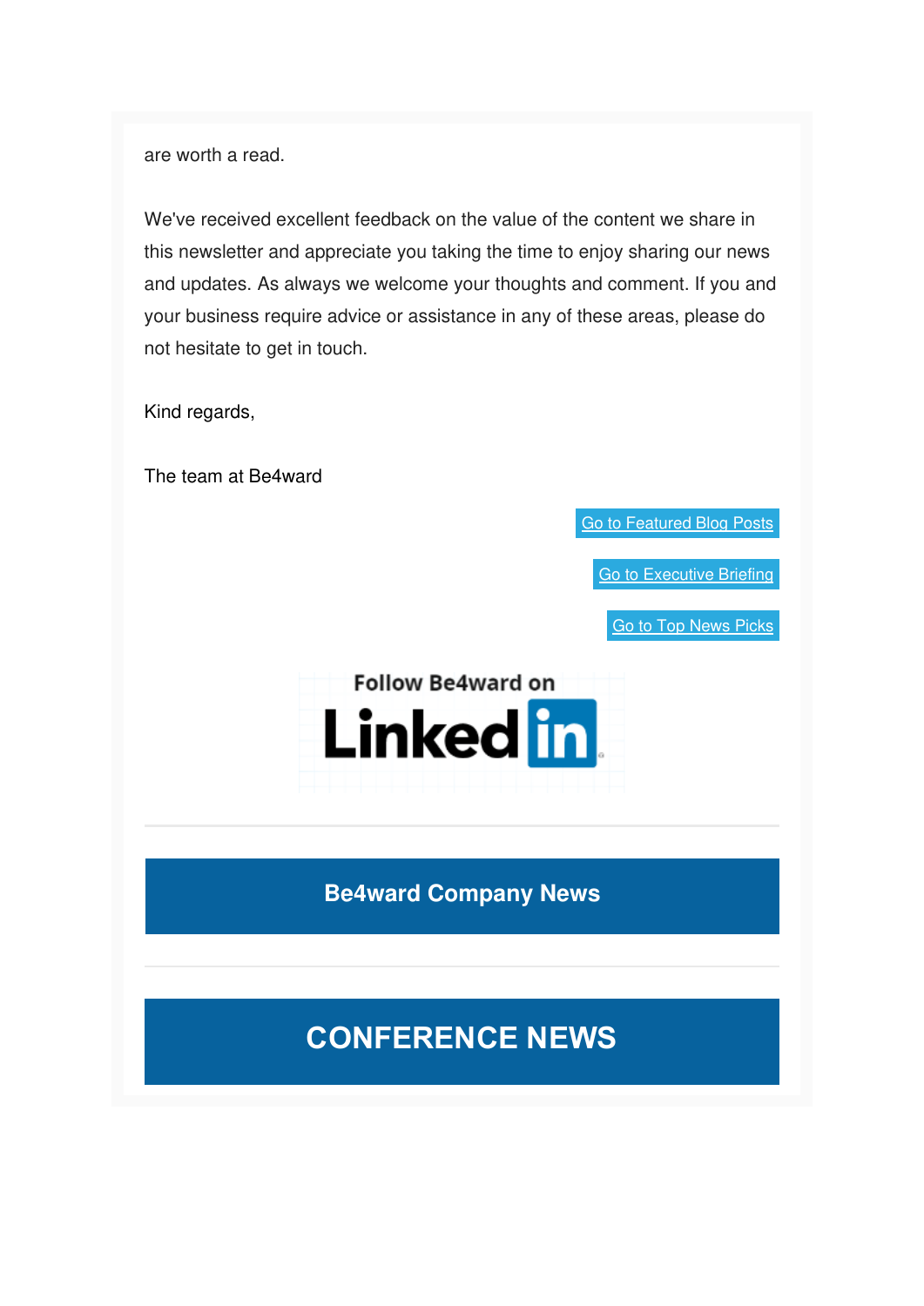are worth a read.

We've received excellent feedback on the value of the content we share in this newsletter and appreciate you taking the time to enjoy sharing our news and updates. As always we welcome your thoughts and comment. If you and your business require advice or assistance in any of these areas, please do not hesitate to get in touch.

Kind regards,

The team at Be4ward

Go to Featured Blog Posts

Go to Executive Briefing

Go to Top News Picks

Follow Be4ward on LinkedIn

---

## Be4ward Company News

---

# CONFERENCE NEWS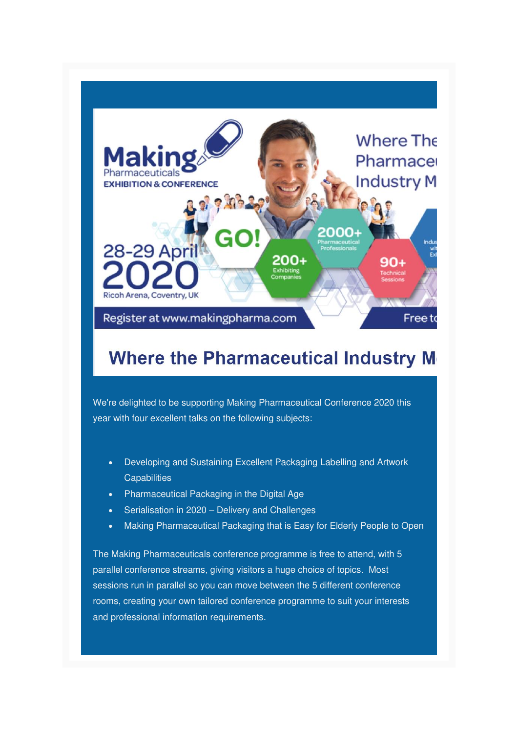Making Pharmaceuticals
EXHIBITION & CONFERENCE

28-29 April 2020
Ricoh Arena, Coventry, UK

GO!

200+ Exhibiting Companies

2000+ Pharmaceutical Professionals

90+ Technical Sessions

Where The Pharmace Industry M

Register at www.makingpharma.com

Free to

## Where the Pharmaceutical Industry M

We're delighted to be supporting Making Pharmaceutical Conference 2020 this year with four excellent talks on the following subjects:

- Developing and Sustaining Excellent Packaging Labelling and Artwork Capabilities
- Pharmaceutical Packaging in the Digital Age
- Serialisation in 2020 – Delivery and Challenges
- Making Pharmaceutical Packaging that is Easy for Elderly People to Open

The Making Pharmaceuticals conference programme is free to attend, with 5 parallel conference streams, giving visitors a huge choice of topics. Most sessions run in parallel so you can move between the 5 different conference rooms, creating your own tailored conference programme to suit your interests and professional information requirements.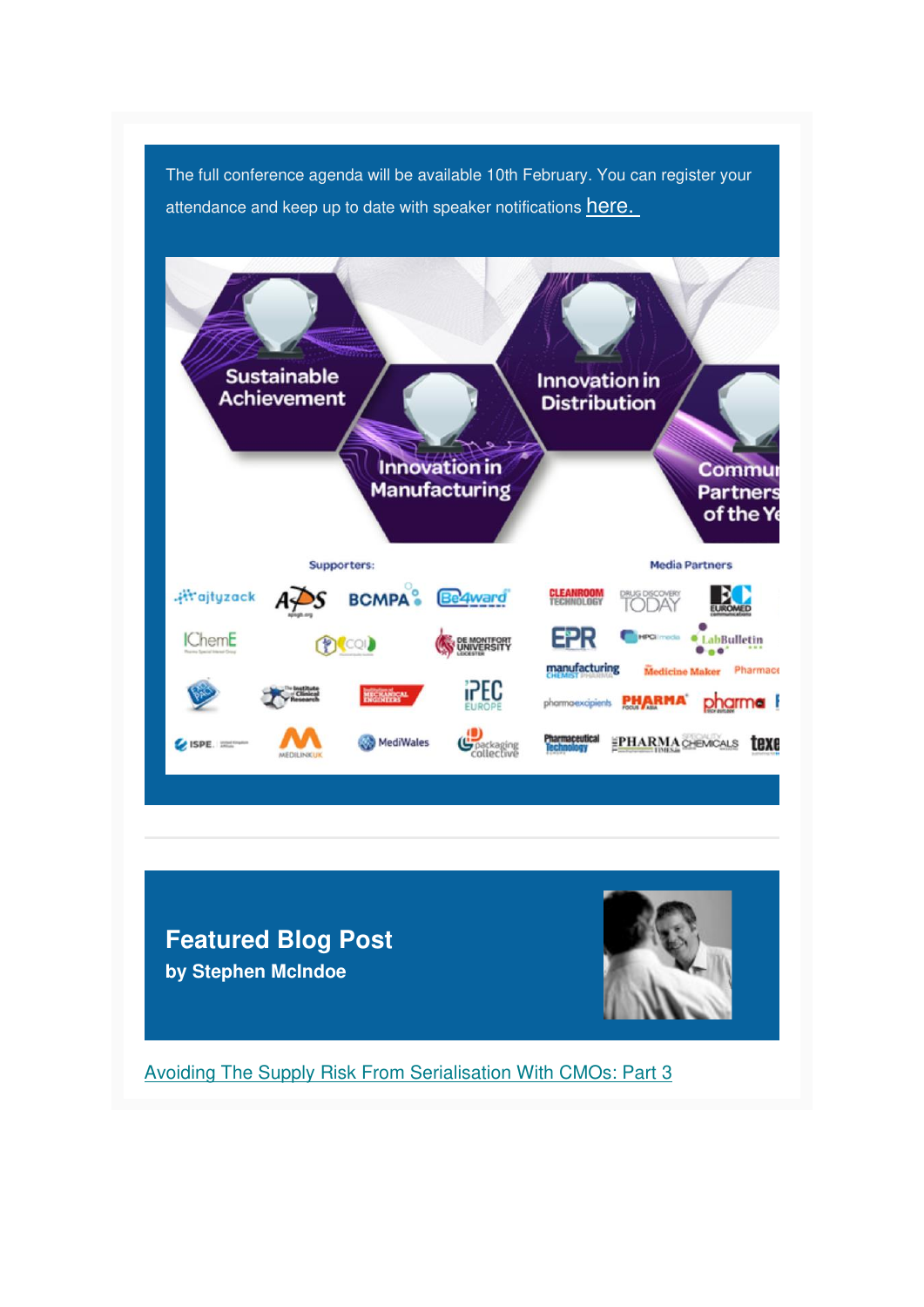The full conference agenda will be available 10th February. You can register your attendance and keep up to date with speaker notifications here.

---

## Featured Blog Post

**by Stephen McIndoe**

Avoiding The Supply Risk From Serialisation With CMOs: Part 3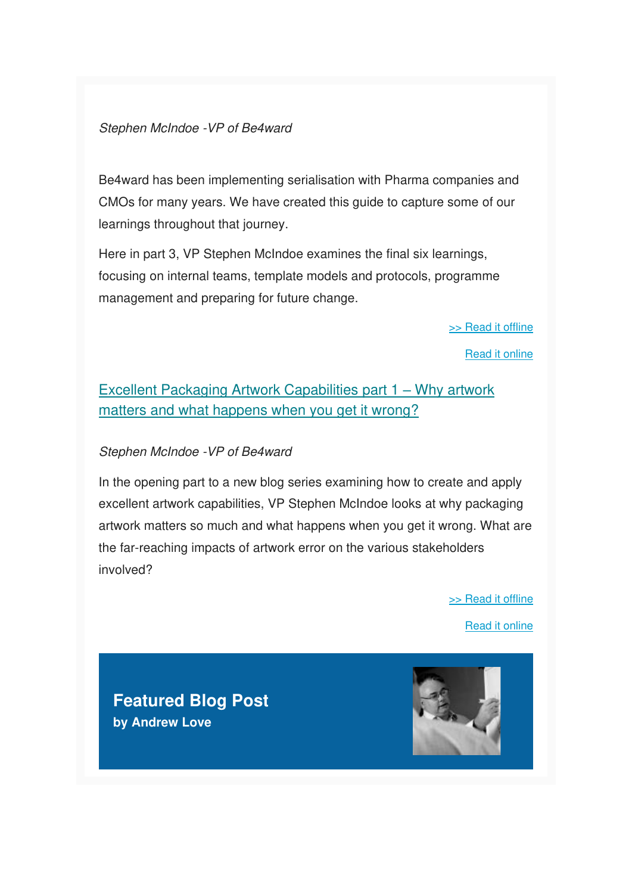*Stephen McIndoe -VP of Be4ward*

Be4ward has been implementing serialisation with Pharma companies and CMOs for many years. We have created this guide to capture some of our learnings throughout that journey.

Here in part 3, VP Stephen McIndoe examines the final six learnings, focusing on internal teams, template models and protocols, programme management and preparing for future change.

>> Read it offline

Read it online

## Excellent Packaging Artwork Capabilities part 1 – Why artwork matters and what happens when you get it wrong?

*Stephen McIndoe -VP of Be4ward*

In the opening part to a new blog series examining how to create and apply excellent artwork capabilities, VP Stephen McIndoe looks at why packaging artwork matters so much and what happens when you get it wrong. What are the far-reaching impacts of artwork error on the various stakeholders involved?

>> Read it offline

Read it online

## Featured Blog Post

**by Andrew Love**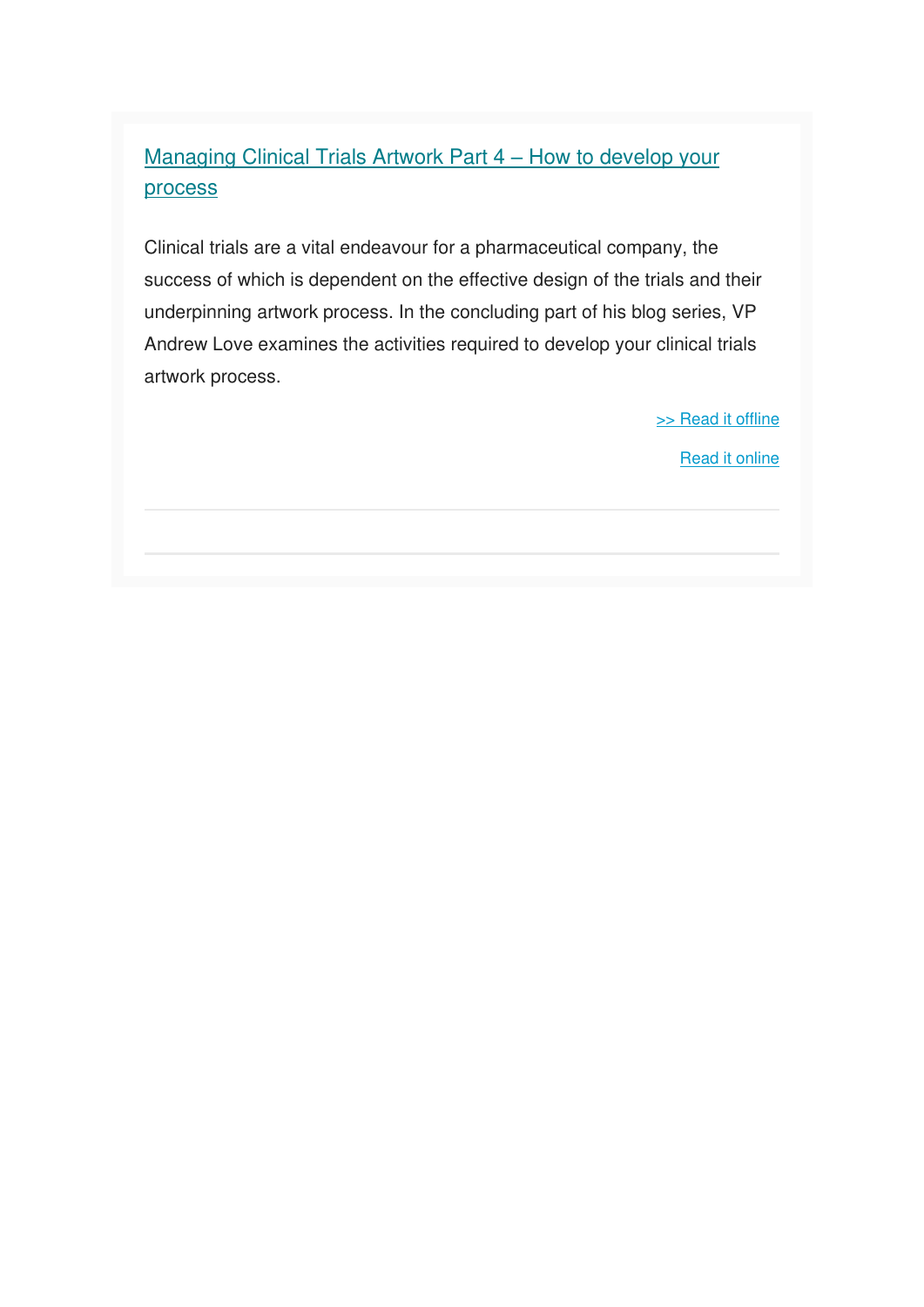## Managing Clinical Trials Artwork Part 4 – How to develop your process

Clinical trials are a vital endeavour for a pharmaceutical company, the success of which is dependent on the effective design of the trials and their underpinning artwork process. In the concluding part of his blog series, VP Andrew Love examines the activities required to develop your clinical trials artwork process.

>> Read it offline

Read it online

---

---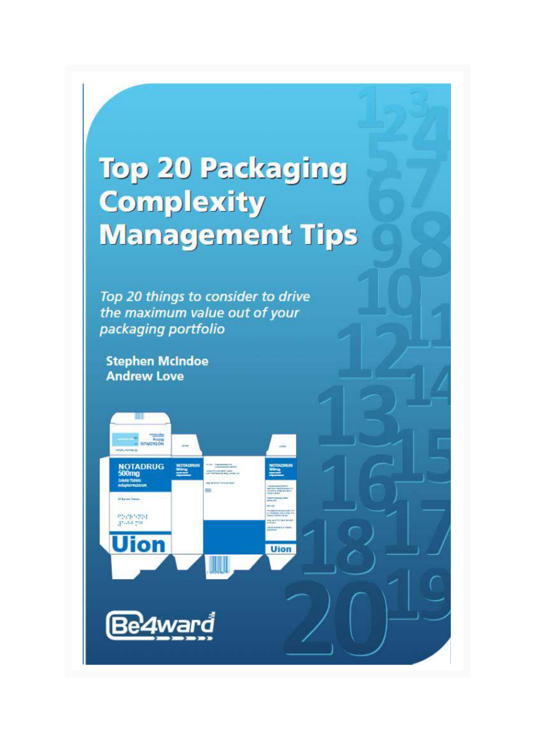# Top 20 Packaging Complexity Management Tips

*Top 20 things to consider to drive the maximum value out of your packaging portfolio*

**Stephen McIndoe**
**Andrew Love**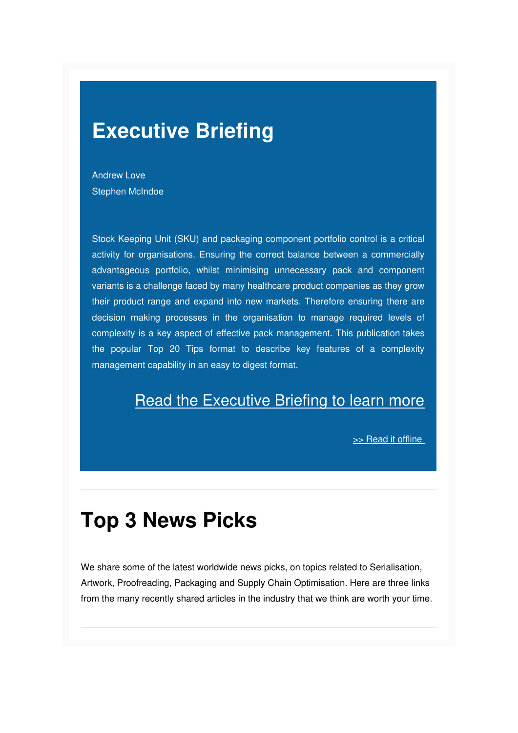# Executive Briefing

Andrew Love
Stephen McIndoe

Stock Keeping Unit (SKU) and packaging component portfolio control is a critical activity for organisations. Ensuring the correct balance between a commercially advantageous portfolio, whilst minimising unnecessary pack and component variants is a challenge faced by many healthcare product companies as they grow their product range and expand into new markets. Therefore ensuring there are decision making processes in the organisation to manage required levels of complexity is a key aspect of effective pack management. This publication takes the popular Top 20 Tips format to describe key features of a complexity management capability in an easy to digest format.

Read the Executive Briefing to learn more

>> Read it offline

---

# Top 3 News Picks

We share some of the latest worldwide news picks, on topics related to Serialisation, Artwork, Proofreading, Packaging and Supply Chain Optimisation. Here are three links from the many recently shared articles in the industry that we think are worth your time.

---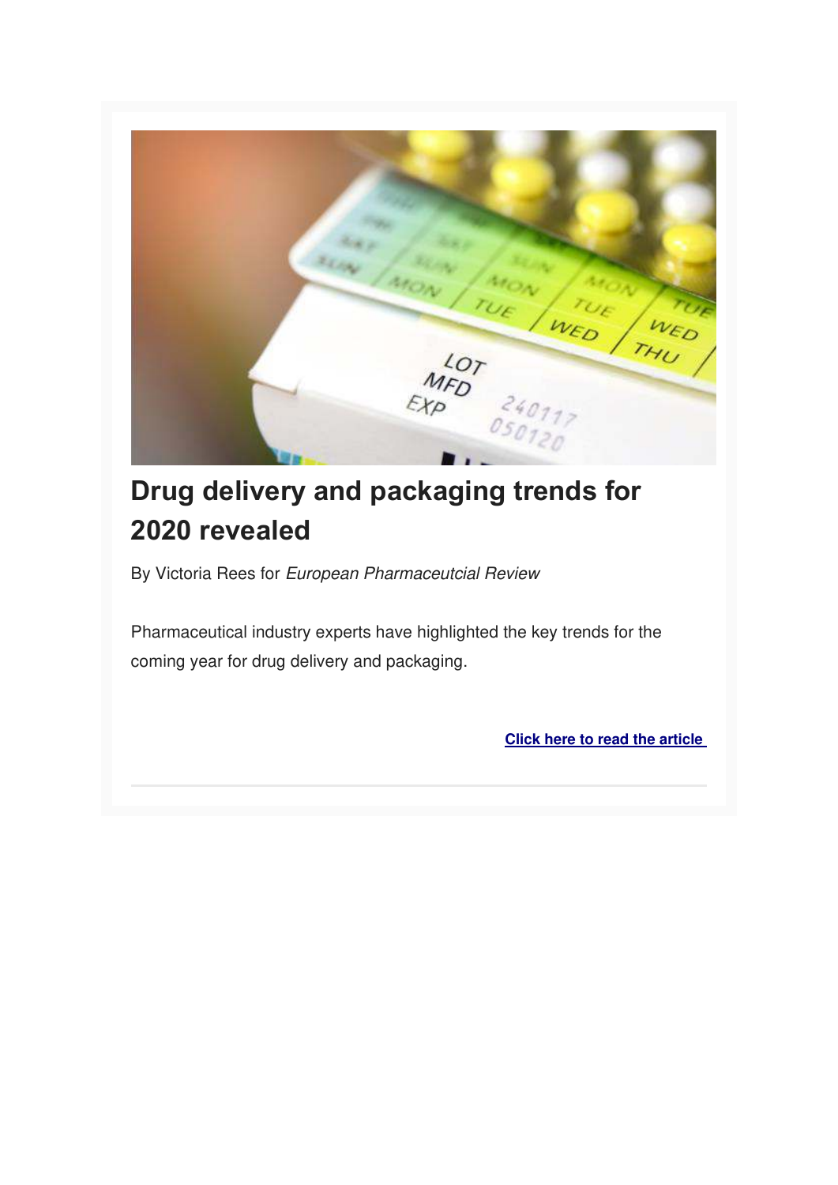# Drug delivery and packaging trends for 2020 revealed

By Victoria Rees for *European Pharmaceutcial Review*

Pharmaceutical industry experts have highlighted the key trends for the coming year for drug delivery and packaging.

**Click here to read the article**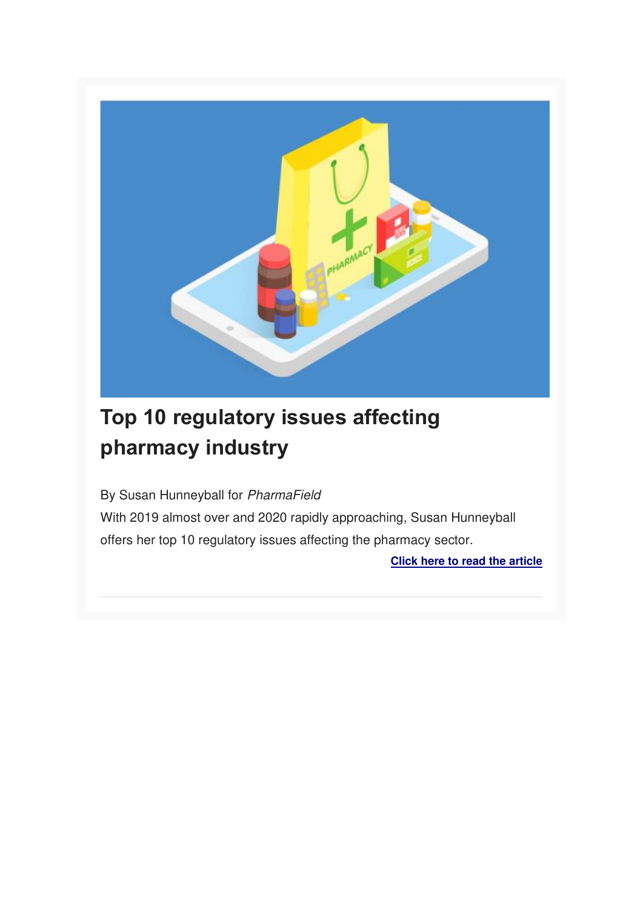# Top 10 regulatory issues affecting pharmacy industry

By Susan Hunneyball for *PharmaField*

With 2019 almost over and 2020 rapidly approaching, Susan Hunneyball offers her top 10 regulatory issues affecting the pharmacy sector.

**Click here to read the article**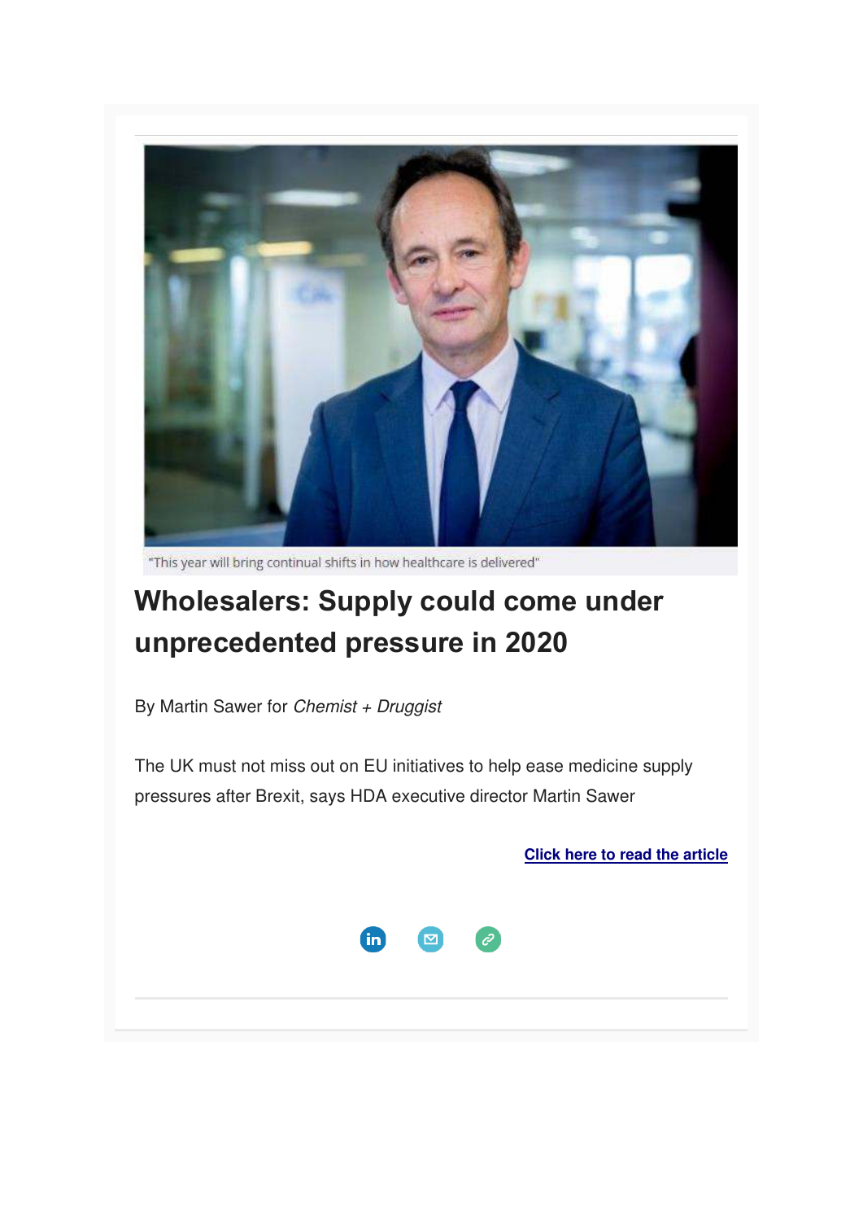"This year will bring continual shifts in how healthcare is delivered"

# Wholesalers: Supply could come under unprecedented pressure in 2020

By Martin Sawer for *Chemist + Druggist*

The UK must not miss out on EU initiatives to help ease medicine supply pressures after Brexit, says HDA executive director Martin Sawer

**Click here to read the article**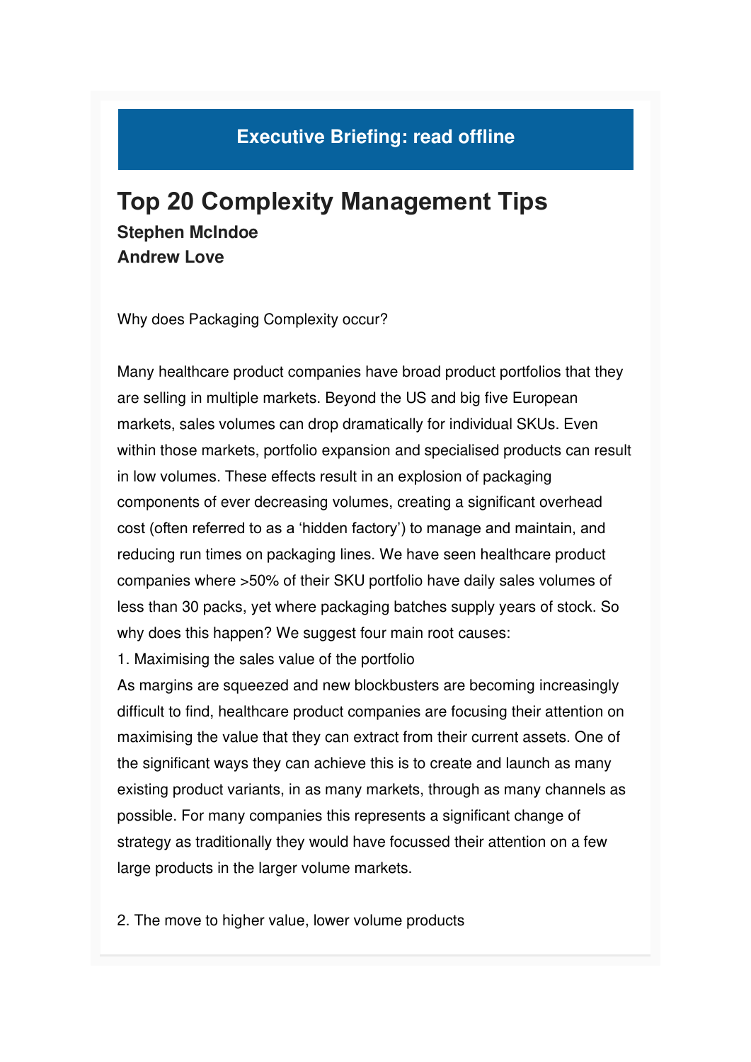## Executive Briefing: read offline

# Top 20 Complexity Management Tips

**Stephen McIndoe**
**Andrew Love**

Why does Packaging Complexity occur?

Many healthcare product companies have broad product portfolios that they are selling in multiple markets. Beyond the US and big five European markets, sales volumes can drop dramatically for individual SKUs. Even within those markets, portfolio expansion and specialised products can result in low volumes. These effects result in an explosion of packaging components of ever decreasing volumes, creating a significant overhead cost (often referred to as a 'hidden factory') to manage and maintain, and reducing run times on packaging lines. We have seen healthcare product companies where >50% of their SKU portfolio have daily sales volumes of less than 30 packs, yet where packaging batches supply years of stock. So why does this happen? We suggest four main root causes:

1. Maximising the sales value of the portfolio

As margins are squeezed and new blockbusters are becoming increasingly difficult to find, healthcare product companies are focusing their attention on maximising the value that they can extract from their current assets. One of the significant ways they can achieve this is to create and launch as many existing product variants, in as many markets, through as many channels as possible. For many companies this represents a significant change of strategy as traditionally they would have focussed their attention on a few large products in the larger volume markets.

2. The move to higher value, lower volume products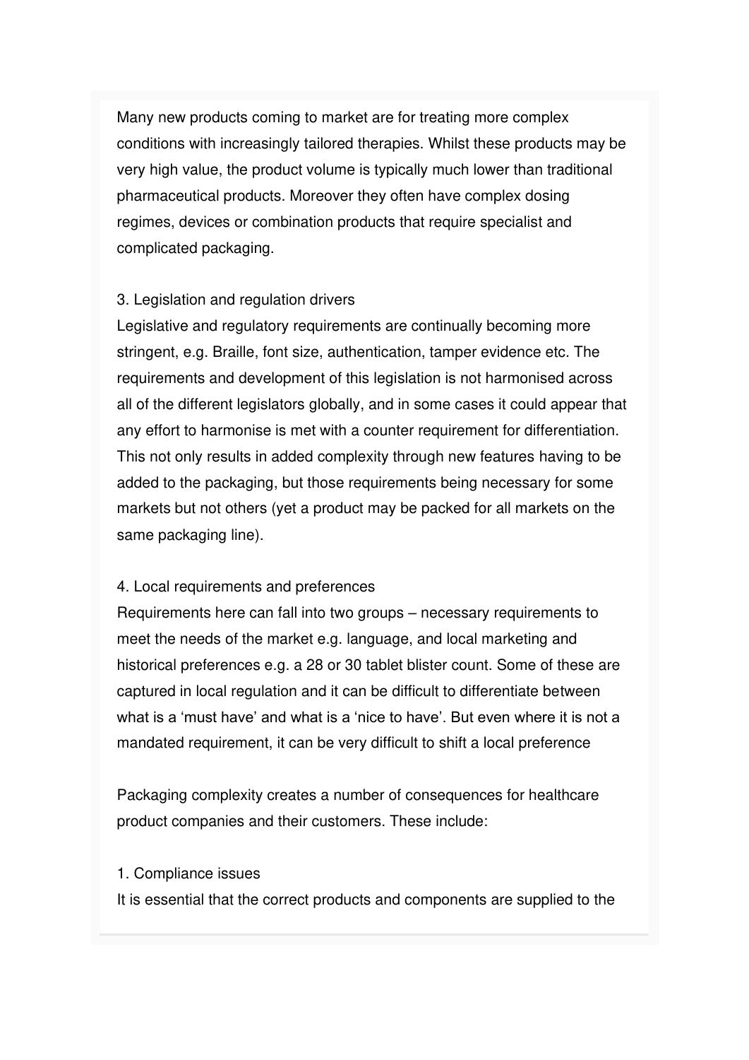Many new products coming to market are for treating more complex conditions with increasingly tailored therapies. Whilst these products may be very high value, the product volume is typically much lower than traditional pharmaceutical products. Moreover they often have complex dosing regimes, devices or combination products that require specialist and complicated packaging.

3. Legislation and regulation drivers

Legislative and regulatory requirements are continually becoming more stringent, e.g. Braille, font size, authentication, tamper evidence etc. The requirements and development of this legislation is not harmonised across all of the different legislators globally, and in some cases it could appear that any effort to harmonise is met with a counter requirement for differentiation. This not only results in added complexity through new features having to be added to the packaging, but those requirements being necessary for some markets but not others (yet a product may be packed for all markets on the same packaging line).

4. Local requirements and preferences

Requirements here can fall into two groups – necessary requirements to meet the needs of the market e.g. language, and local marketing and historical preferences e.g. a 28 or 30 tablet blister count. Some of these are captured in local regulation and it can be difficult to differentiate between what is a 'must have' and what is a 'nice to have'. But even where it is not a mandated requirement, it can be very difficult to shift a local preference

Packaging complexity creates a number of consequences for healthcare product companies and their customers. These include:

1. Compliance issues

It is essential that the correct products and components are supplied to the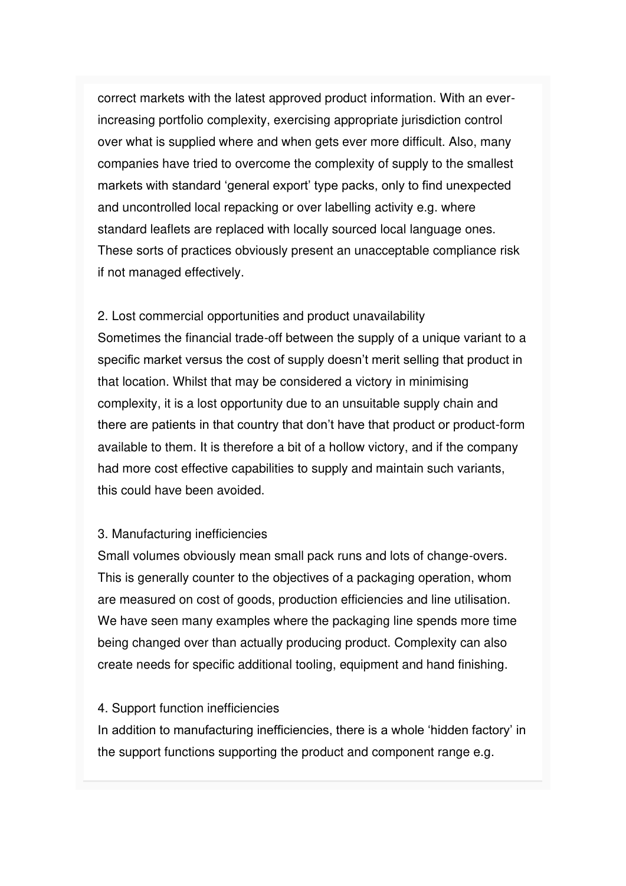correct markets with the latest approved product information. With an ever-increasing portfolio complexity, exercising appropriate jurisdiction control over what is supplied where and when gets ever more difficult. Also, many companies have tried to overcome the complexity of supply to the smallest markets with standard 'general export' type packs, only to find unexpected and uncontrolled local repacking or over labelling activity e.g. where standard leaflets are replaced with locally sourced local language ones. These sorts of practices obviously present an unacceptable compliance risk if not managed effectively.

2. Lost commercial opportunities and product unavailability
Sometimes the financial trade-off between the supply of a unique variant to a specific market versus the cost of supply doesn't merit selling that product in that location. Whilst that may be considered a victory in minimising complexity, it is a lost opportunity due to an unsuitable supply chain and there are patients in that country that don't have that product or product-form available to them. It is therefore a bit of a hollow victory, and if the company had more cost effective capabilities to supply and maintain such variants, this could have been avoided.

3. Manufacturing inefficiencies
Small volumes obviously mean small pack runs and lots of change-overs. This is generally counter to the objectives of a packaging operation, whom are measured on cost of goods, production efficiencies and line utilisation. We have seen many examples where the packaging line spends more time being changed over than actually producing product. Complexity can also create needs for specific additional tooling, equipment and hand finishing.

4. Support function inefficiencies
In addition to manufacturing inefficiencies, there is a whole 'hidden factory' in the support functions supporting the product and component range e.g.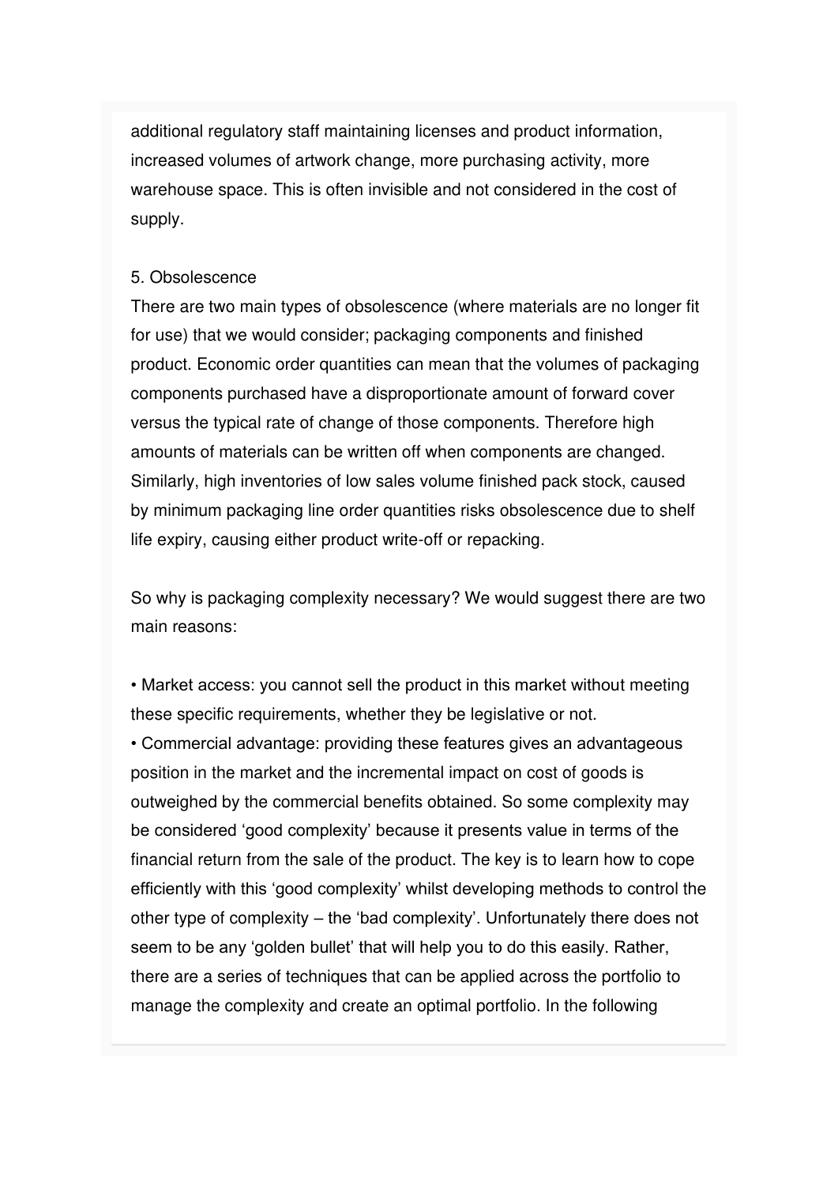additional regulatory staff maintaining licenses and product information, increased volumes of artwork change, more purchasing activity, more warehouse space. This is often invisible and not considered in the cost of supply.

5. Obsolescence

There are two main types of obsolescence (where materials are no longer fit for use) that we would consider; packaging components and finished product. Economic order quantities can mean that the volumes of packaging components purchased have a disproportionate amount of forward cover versus the typical rate of change of those components. Therefore high amounts of materials can be written off when components are changed. Similarly, high inventories of low sales volume finished pack stock, caused by minimum packaging line order quantities risks obsolescence due to shelf life expiry, causing either product write-off or repacking.

So why is packaging complexity necessary? We would suggest there are two main reasons:

- Market access: you cannot sell the product in this market without meeting these specific requirements, whether they be legislative or not.
- Commercial advantage: providing these features gives an advantageous position in the market and the incremental impact on cost of goods is outweighed by the commercial benefits obtained. So some complexity may be considered 'good complexity' because it presents value in terms of the financial return from the sale of the product. The key is to learn how to cope efficiently with this 'good complexity' whilst developing methods to control the other type of complexity – the 'bad complexity'. Unfortunately there does not seem to be any 'golden bullet' that will help you to do this easily. Rather, there are a series of techniques that can be applied across the portfolio to manage the complexity and create an optimal portfolio. In the following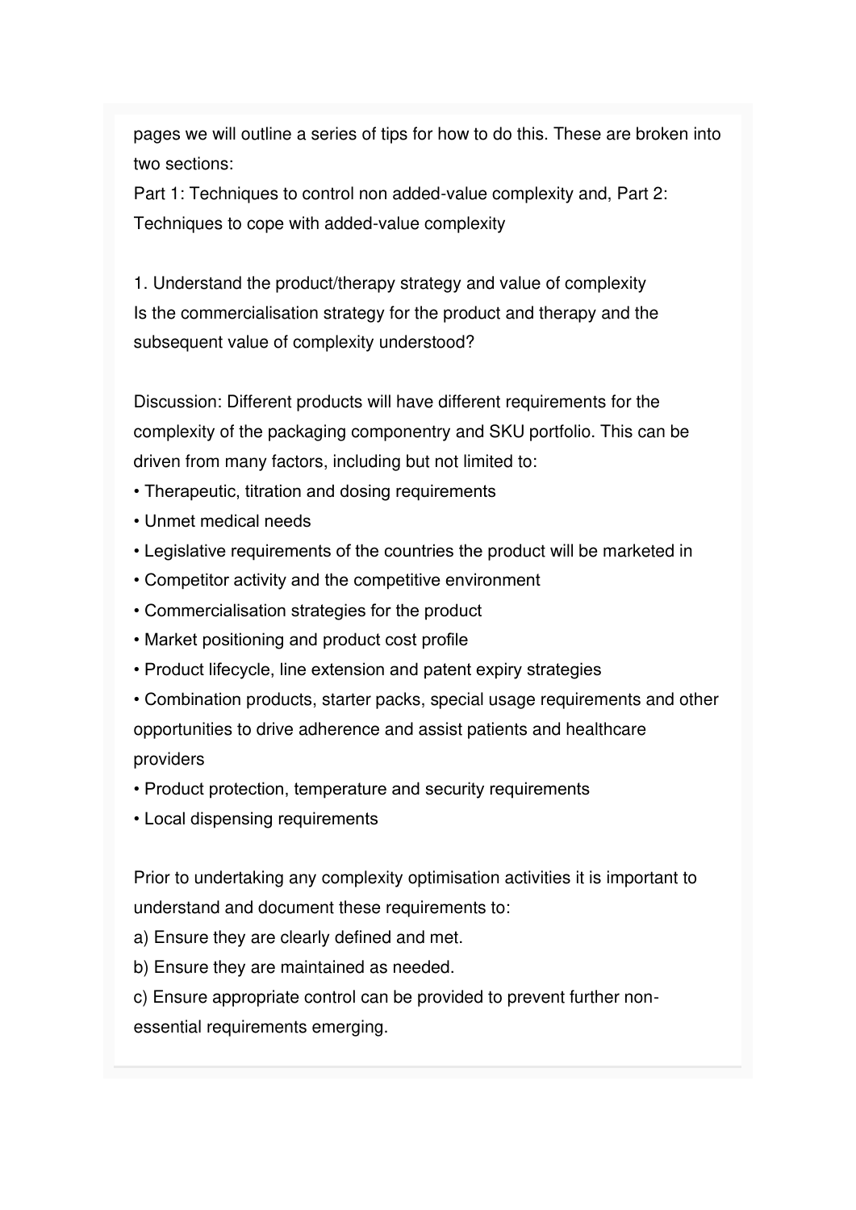pages we will outline a series of tips for how to do this. These are broken into two sections:

Part 1: Techniques to control non added-value complexity and, Part 2: Techniques to cope with added-value complexity

1. Understand the product/therapy strategy and value of complexity

Is the commercialisation strategy for the product and therapy and the subsequent value of complexity understood?

Discussion: Different products will have different requirements for the complexity of the packaging componentry and SKU portfolio. This can be driven from many factors, including but not limited to:

- Therapeutic, titration and dosing requirements
- Unmet medical needs
- Legislative requirements of the countries the product will be marketed in
- Competitor activity and the competitive environment
- Commercialisation strategies for the product
- Market positioning and product cost profile
- Product lifecycle, line extension and patent expiry strategies
- Combination products, starter packs, special usage requirements and other opportunities to drive adherence and assist patients and healthcare providers
- Product protection, temperature and security requirements
- Local dispensing requirements

Prior to undertaking any complexity optimisation activities it is important to understand and document these requirements to:

a) Ensure they are clearly defined and met.

b) Ensure they are maintained as needed.

c) Ensure appropriate control can be provided to prevent further non-essential requirements emerging.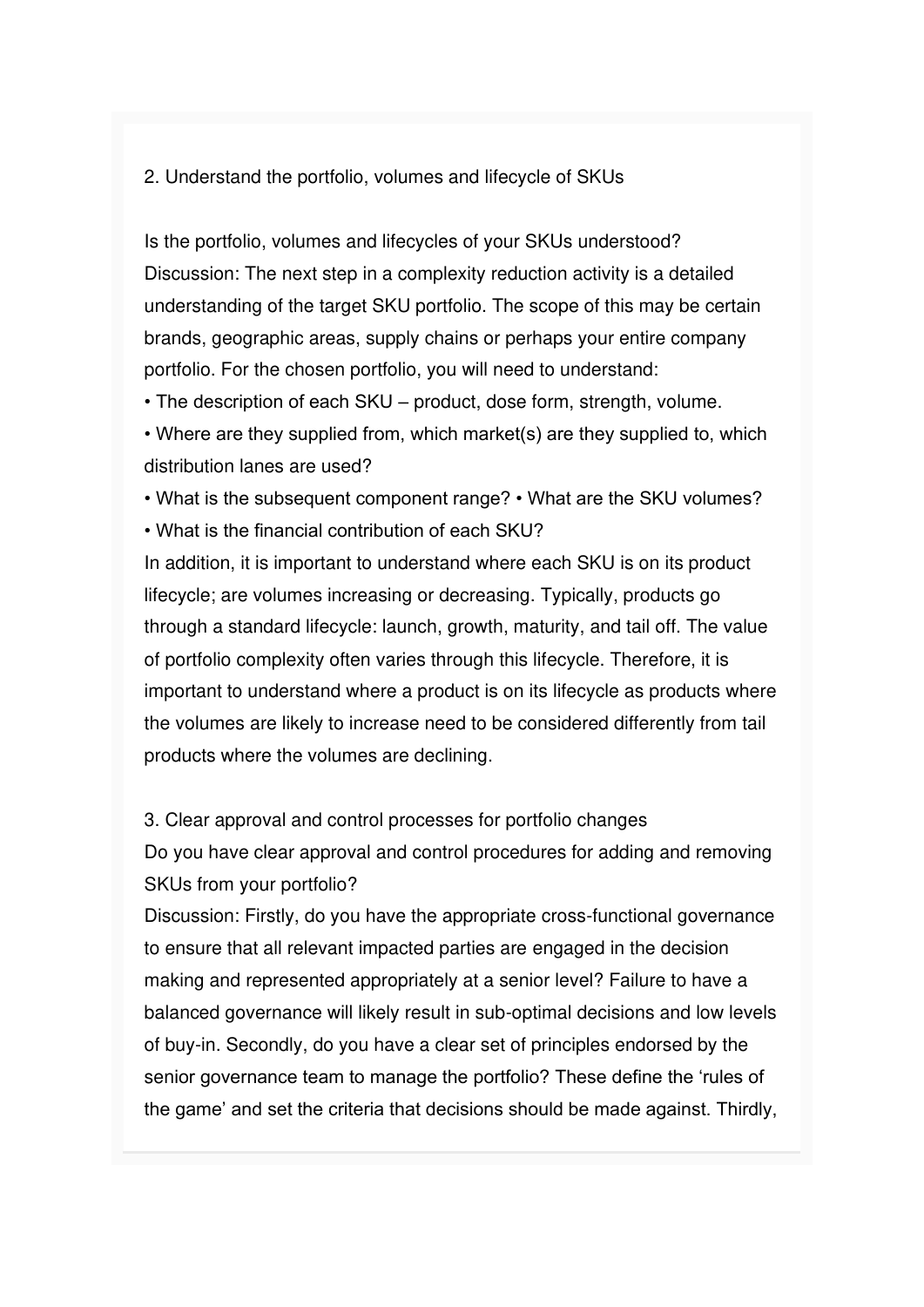## 2. Understand the portfolio, volumes and lifecycle of SKUs

Is the portfolio, volumes and lifecycles of your SKUs understood?
Discussion: The next step in a complexity reduction activity is a detailed understanding of the target SKU portfolio. The scope of this may be certain brands, geographic areas, supply chains or perhaps your entire company portfolio. For the chosen portfolio, you will need to understand:

- The description of each SKU – product, dose form, strength, volume.
- Where are they supplied from, which market(s) are they supplied to, which distribution lanes are used?
- What is the subsequent component range? • What are the SKU volumes?
- What is the financial contribution of each SKU?

In addition, it is important to understand where each SKU is on its product lifecycle; are volumes increasing or decreasing. Typically, products go through a standard lifecycle: launch, growth, maturity, and tail off. The value of portfolio complexity often varies through this lifecycle. Therefore, it is important to understand where a product is on its lifecycle as products where the volumes are likely to increase need to be considered differently from tail products where the volumes are declining.

## 3. Clear approval and control processes for portfolio changes

Do you have clear approval and control procedures for adding and removing SKUs from your portfolio?
Discussion: Firstly, do you have the appropriate cross-functional governance to ensure that all relevant impacted parties are engaged in the decision making and represented appropriately at a senior level? Failure to have a balanced governance will likely result in sub-optimal decisions and low levels of buy-in. Secondly, do you have a clear set of principles endorsed by the senior governance team to manage the portfolio? These define the 'rules of the game' and set the criteria that decisions should be made against. Thirdly,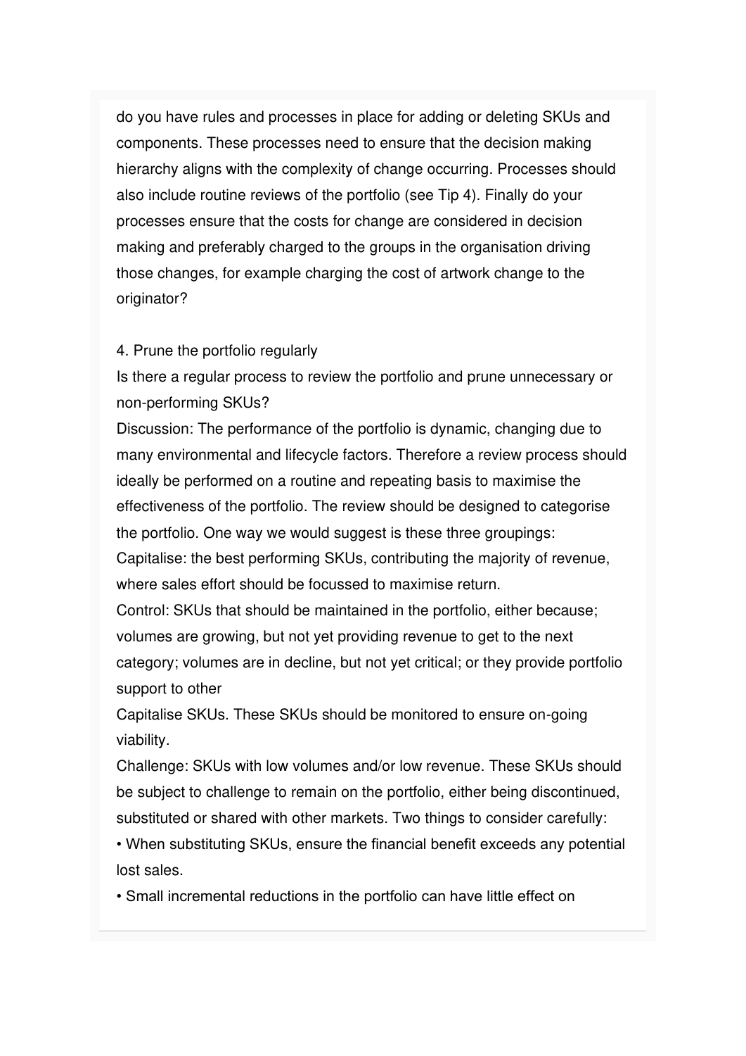do you have rules and processes in place for adding or deleting SKUs and components. These processes need to ensure that the decision making hierarchy aligns with the complexity of change occurring. Processes should also include routine reviews of the portfolio (see Tip 4). Finally do your processes ensure that the costs for change are considered in decision making and preferably charged to the groups in the organisation driving those changes, for example charging the cost of artwork change to the originator?

4. Prune the portfolio regularly

Is there a regular process to review the portfolio and prune unnecessary or non-performing SKUs?

Discussion: The performance of the portfolio is dynamic, changing due to many environmental and lifecycle factors. Therefore a review process should ideally be performed on a routine and repeating basis to maximise the effectiveness of the portfolio. The review should be designed to categorise the portfolio. One way we would suggest is these three groupings:

Capitalise: the best performing SKUs, contributing the majority of revenue, where sales effort should be focussed to maximise return.

Control: SKUs that should be maintained in the portfolio, either because; volumes are growing, but not yet providing revenue to get to the next category; volumes are in decline, but not yet critical; or they provide portfolio support to other

Capitalise SKUs. These SKUs should be monitored to ensure on-going viability.

Challenge: SKUs with low volumes and/or low revenue. These SKUs should be subject to challenge to remain on the portfolio, either being discontinued, substituted or shared with other markets. Two things to consider carefully:

- When substituting SKUs, ensure the financial benefit exceeds any potential lost sales.
- Small incremental reductions in the portfolio can have little effect on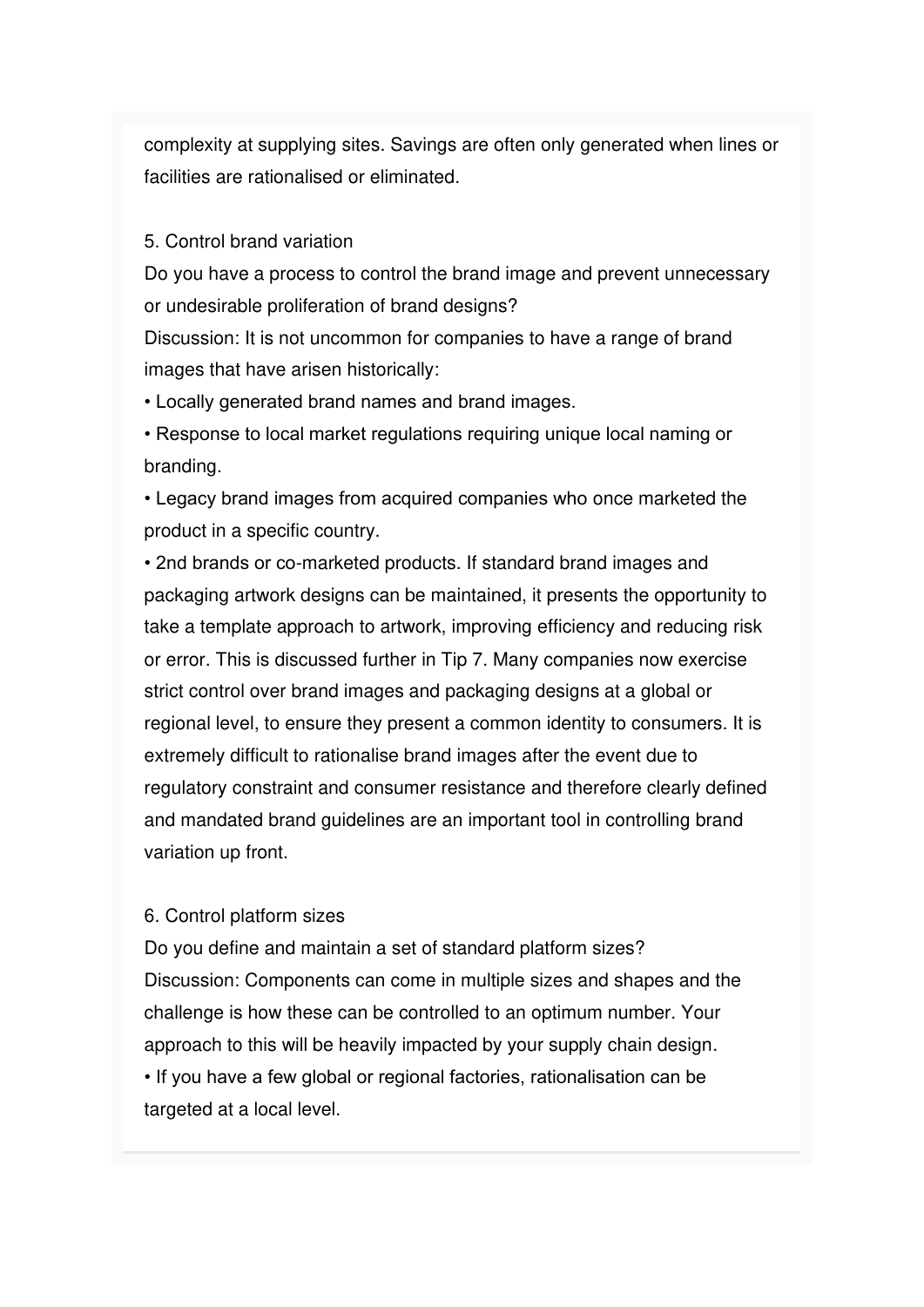complexity at supplying sites. Savings are often only generated when lines or facilities are rationalised or eliminated.

### 5. Control brand variation

Do you have a process to control the brand image and prevent unnecessary or undesirable proliferation of brand designs?

Discussion: It is not uncommon for companies to have a range of brand images that have arisen historically:

- Locally generated brand names and brand images.
- Response to local market regulations requiring unique local naming or branding.
- Legacy brand images from acquired companies who once marketed the product in a specific country.
- 2nd brands or co-marketed products. If standard brand images and packaging artwork designs can be maintained, it presents the opportunity to take a template approach to artwork, improving efficiency and reducing risk or error. This is discussed further in Tip 7. Many companies now exercise strict control over brand images and packaging designs at a global or regional level, to ensure they present a common identity to consumers. It is extremely difficult to rationalise brand images after the event due to regulatory constraint and consumer resistance and therefore clearly defined and mandated brand guidelines are an important tool in controlling brand variation up front.

### 6. Control platform sizes

Do you define and maintain a set of standard platform sizes?

Discussion: Components can come in multiple sizes and shapes and the challenge is how these can be controlled to an optimum number. Your approach to this will be heavily impacted by your supply chain design.

- If you have a few global or regional factories, rationalisation can be targeted at a local level.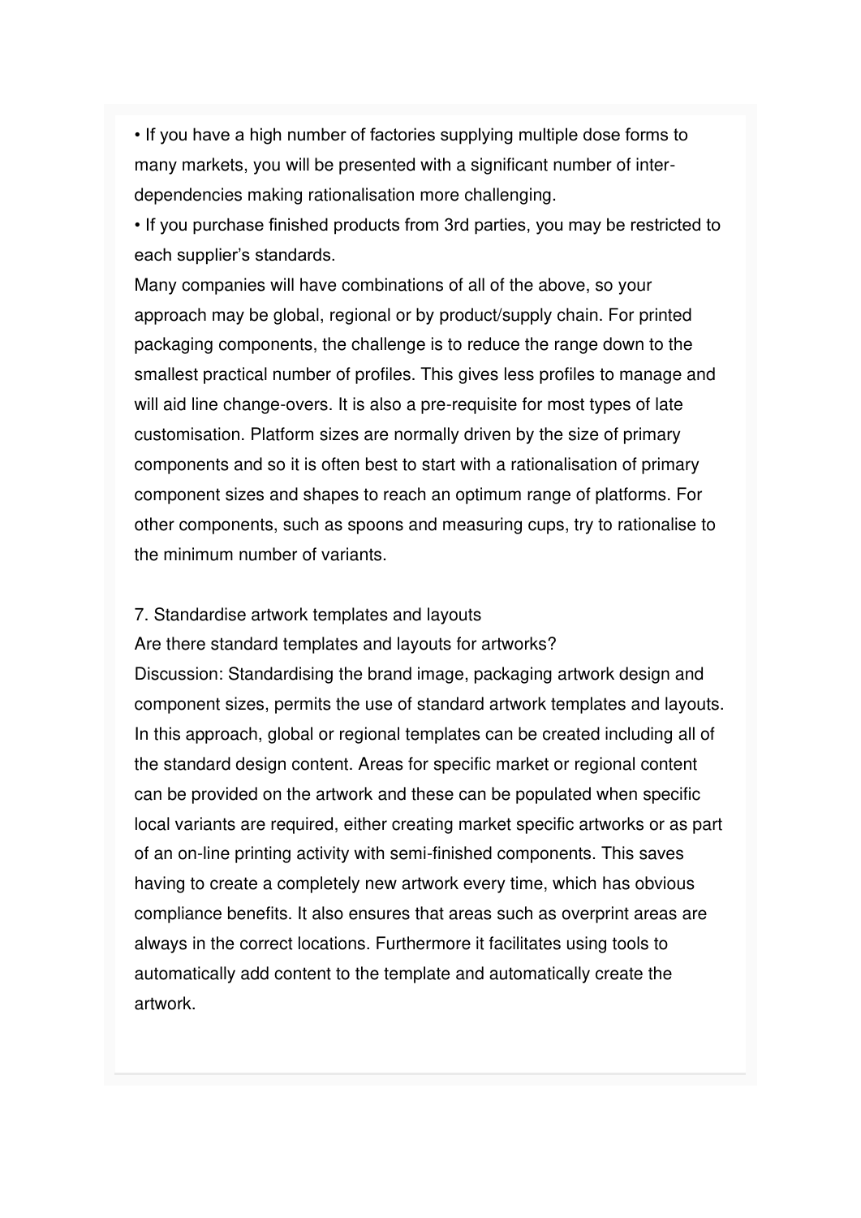- If you have a high number of factories supplying multiple dose forms to many markets, you will be presented with a significant number of inter-dependencies making rationalisation more challenging.
- If you purchase finished products from 3rd parties, you may be restricted to each supplier's standards.

Many companies will have combinations of all of the above, so your approach may be global, regional or by product/supply chain. For printed packaging components, the challenge is to reduce the range down to the smallest practical number of profiles. This gives less profiles to manage and will aid line change-overs. It is also a pre-requisite for most types of late customisation. Platform sizes are normally driven by the size of primary components and so it is often best to start with a rationalisation of primary component sizes and shapes to reach an optimum range of platforms. For other components, such as spoons and measuring cups, try to rationalise to the minimum number of variants.

7. Standardise artwork templates and layouts

Are there standard templates and layouts for artworks?

Discussion: Standardising the brand image, packaging artwork design and component sizes, permits the use of standard artwork templates and layouts. In this approach, global or regional templates can be created including all of the standard design content. Areas for specific market or regional content can be provided on the artwork and these can be populated when specific local variants are required, either creating market specific artworks or as part of an on-line printing activity with semi-finished components. This saves having to create a completely new artwork every time, which has obvious compliance benefits. It also ensures that areas such as overprint areas are always in the correct locations. Furthermore it facilitates using tools to automatically add content to the template and automatically create the artwork.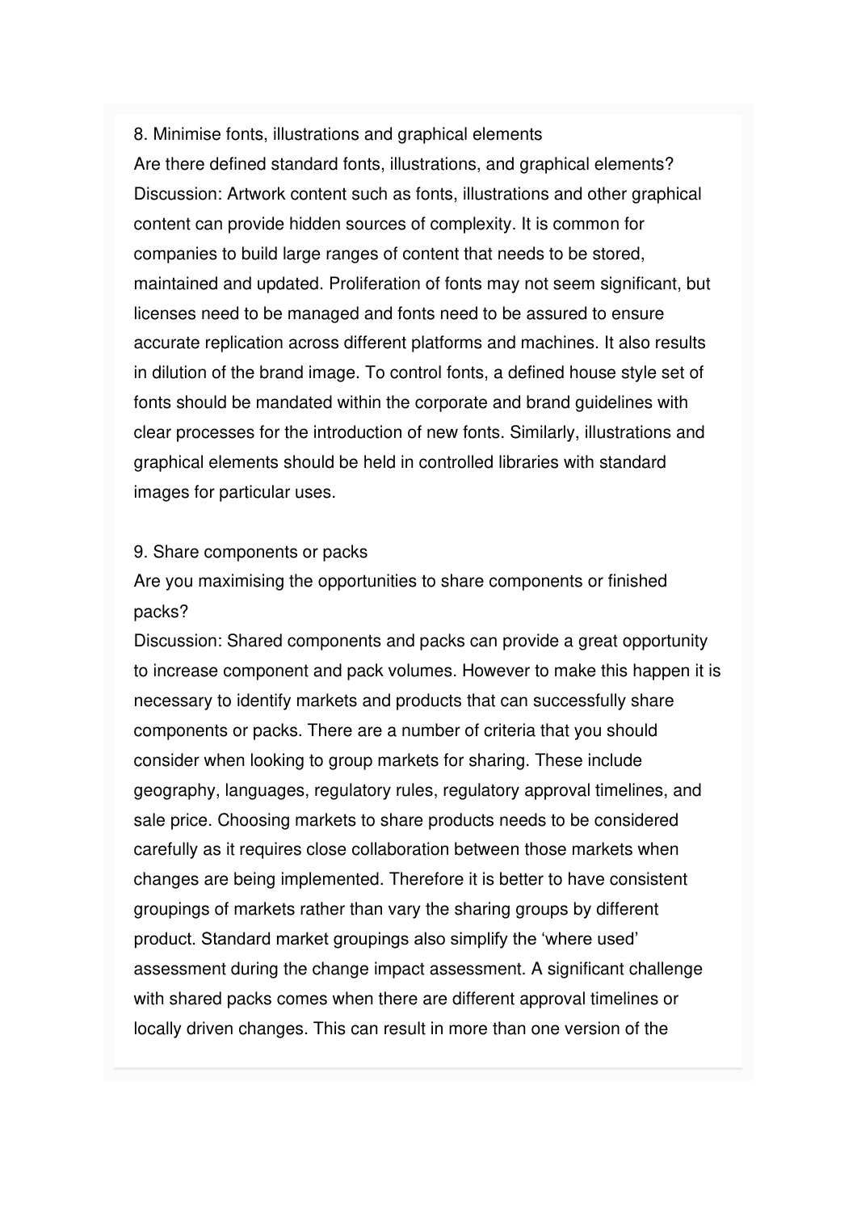## 8. Minimise fonts, illustrations and graphical elements

Are there defined standard fonts, illustrations, and graphical elements?

Discussion: Artwork content such as fonts, illustrations and other graphical content can provide hidden sources of complexity. It is common for companies to build large ranges of content that needs to be stored, maintained and updated. Proliferation of fonts may not seem significant, but licenses need to be managed and fonts need to be assured to ensure accurate replication across different platforms and machines. It also results in dilution of the brand image. To control fonts, a defined house style set of fonts should be mandated within the corporate and brand guidelines with clear processes for the introduction of new fonts. Similarly, illustrations and graphical elements should be held in controlled libraries with standard images for particular uses.

## 9. Share components or packs

Are you maximising the opportunities to share components or finished packs?

Discussion: Shared components and packs can provide a great opportunity to increase component and pack volumes. However to make this happen it is necessary to identify markets and products that can successfully share components or packs. There are a number of criteria that you should consider when looking to group markets for sharing. These include geography, languages, regulatory rules, regulatory approval timelines, and sale price. Choosing markets to share products needs to be considered carefully as it requires close collaboration between those markets when changes are being implemented. Therefore it is better to have consistent groupings of markets rather than vary the sharing groups by different product. Standard market groupings also simplify the 'where used' assessment during the change impact assessment. A significant challenge with shared packs comes when there are different approval timelines or locally driven changes. This can result in more than one version of the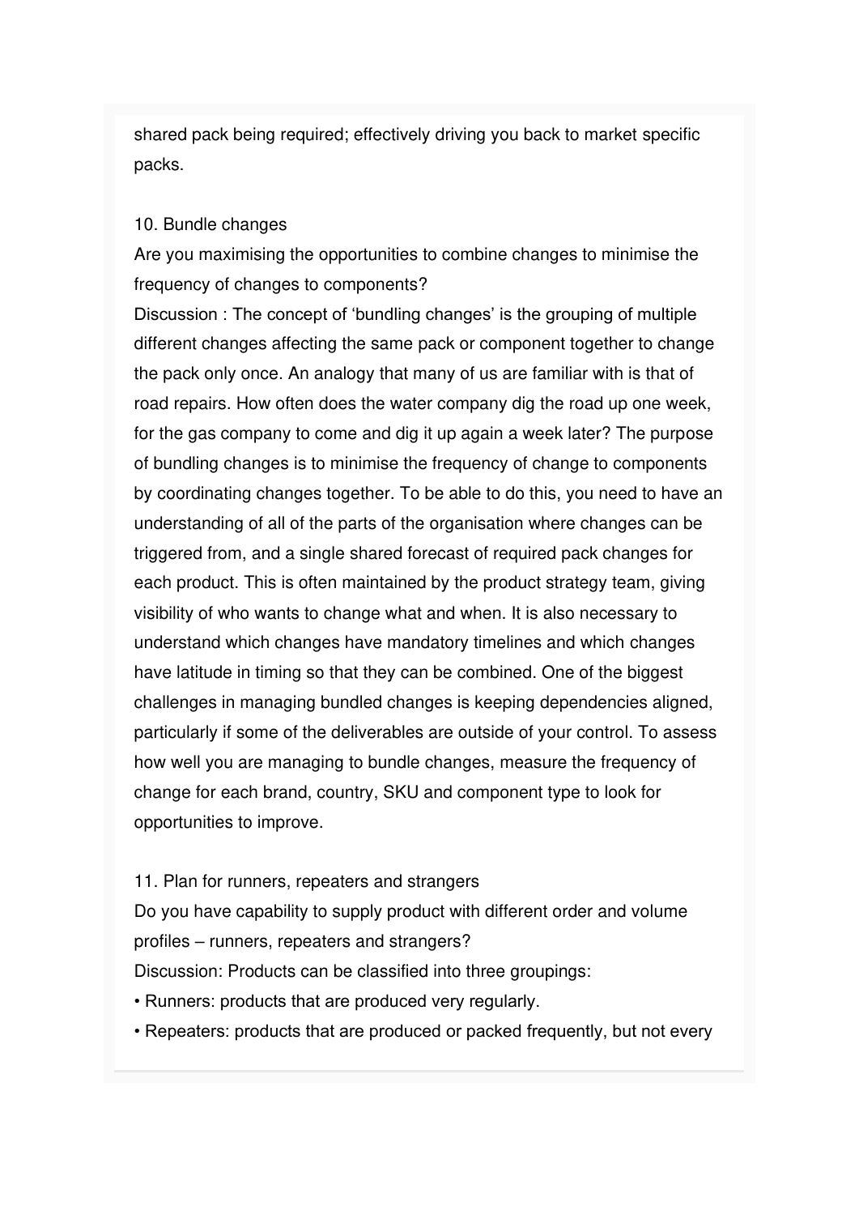shared pack being required; effectively driving you back to market specific packs.

10. Bundle changes

Are you maximising the opportunities to combine changes to minimise the frequency of changes to components?

Discussion : The concept of 'bundling changes' is the grouping of multiple different changes affecting the same pack or component together to change the pack only once. An analogy that many of us are familiar with is that of road repairs. How often does the water company dig the road up one week, for the gas company to come and dig it up again a week later? The purpose of bundling changes is to minimise the frequency of change to components by coordinating changes together. To be able to do this, you need to have an understanding of all of the parts of the organisation where changes can be triggered from, and a single shared forecast of required pack changes for each product. This is often maintained by the product strategy team, giving visibility of who wants to change what and when. It is also necessary to understand which changes have mandatory timelines and which changes have latitude in timing so that they can be combined. One of the biggest challenges in managing bundled changes is keeping dependencies aligned, particularly if some of the deliverables are outside of your control. To assess how well you are managing to bundle changes, measure the frequency of change for each brand, country, SKU and component type to look for opportunities to improve.

11. Plan for runners, repeaters and strangers

Do you have capability to supply product with different order and volume profiles – runners, repeaters and strangers?

Discussion: Products can be classified into three groupings:

- Runners: products that are produced very regularly.
- Repeaters: products that are produced or packed frequently, but not every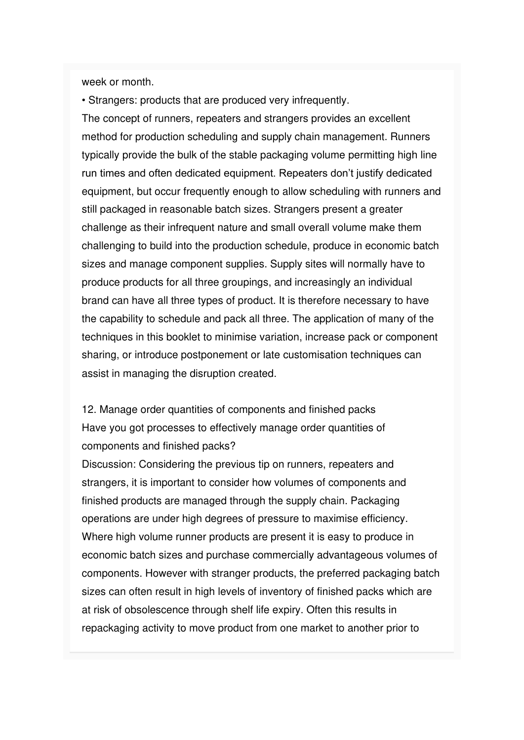week or month.

• Strangers: products that are produced very infrequently.

The concept of runners, repeaters and strangers provides an excellent method for production scheduling and supply chain management. Runners typically provide the bulk of the stable packaging volume permitting high line run times and often dedicated equipment. Repeaters don't justify dedicated equipment, but occur frequently enough to allow scheduling with runners and still packaged in reasonable batch sizes. Strangers present a greater challenge as their infrequent nature and small overall volume make them challenging to build into the production schedule, produce in economic batch sizes and manage component supplies. Supply sites will normally have to produce products for all three groupings, and increasingly an individual brand can have all three types of product. It is therefore necessary to have the capability to schedule and pack all three. The application of many of the techniques in this booklet to minimise variation, increase pack or component sharing, or introduce postponement or late customisation techniques can assist in managing the disruption created.

## 12. Manage order quantities of components and finished packs

Have you got processes to effectively manage order quantities of components and finished packs?

Discussion: Considering the previous tip on runners, repeaters and strangers, it is important to consider how volumes of components and finished products are managed through the supply chain. Packaging operations are under high degrees of pressure to maximise efficiency. Where high volume runner products are present it is easy to produce in economic batch sizes and purchase commercially advantageous volumes of components. However with stranger products, the preferred packaging batch sizes can often result in high levels of inventory of finished packs which are at risk of obsolescence through shelf life expiry. Often this results in repackaging activity to move product from one market to another prior to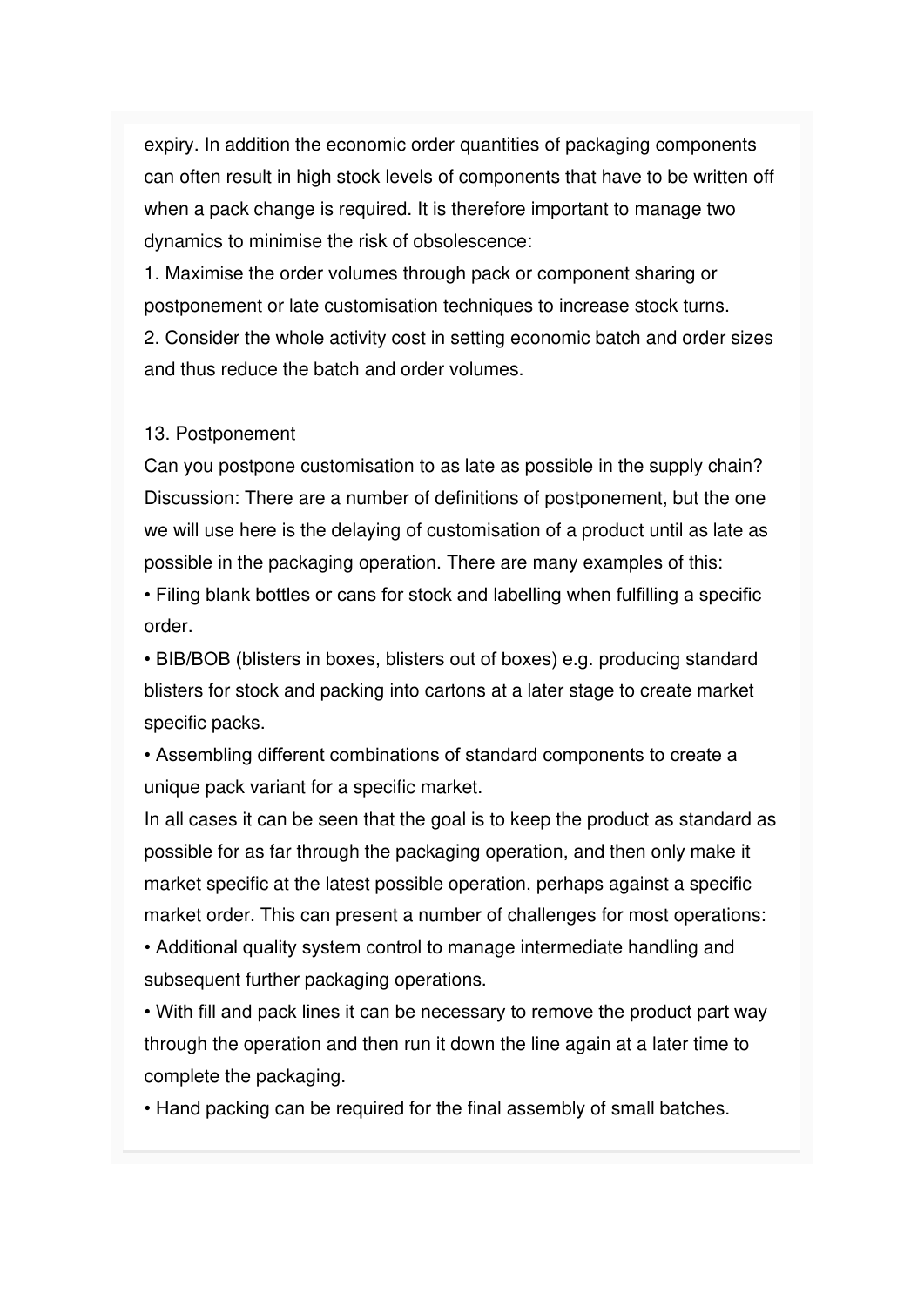expiry. In addition the economic order quantities of packaging components can often result in high stock levels of components that have to be written off when a pack change is required. It is therefore important to manage two dynamics to minimise the risk of obsolescence:

1. Maximise the order volumes through pack or component sharing or postponement or late customisation techniques to increase stock turns.
2. Consider the whole activity cost in setting economic batch and order sizes and thus reduce the batch and order volumes.

13. Postponement

Can you postpone customisation to as late as possible in the supply chain?
Discussion: There are a number of definitions of postponement, but the one we will use here is the delaying of customisation of a product until as late as possible in the packaging operation. There are many examples of this:

- Filing blank bottles or cans for stock and labelling when fulfilling a specific order.
- BIB/BOB (blisters in boxes, blisters out of boxes) e.g. producing standard blisters for stock and packing into cartons at a later stage to create market specific packs.
- Assembling different combinations of standard components to create a unique pack variant for a specific market.

In all cases it can be seen that the goal is to keep the product as standard as possible for as far through the packaging operation, and then only make it market specific at the latest possible operation, perhaps against a specific market order. This can present a number of challenges for most operations:

- Additional quality system control to manage intermediate handling and subsequent further packaging operations.
- With fill and pack lines it can be necessary to remove the product part way through the operation and then run it down the line again at a later time to complete the packaging.
- Hand packing can be required for the final assembly of small batches.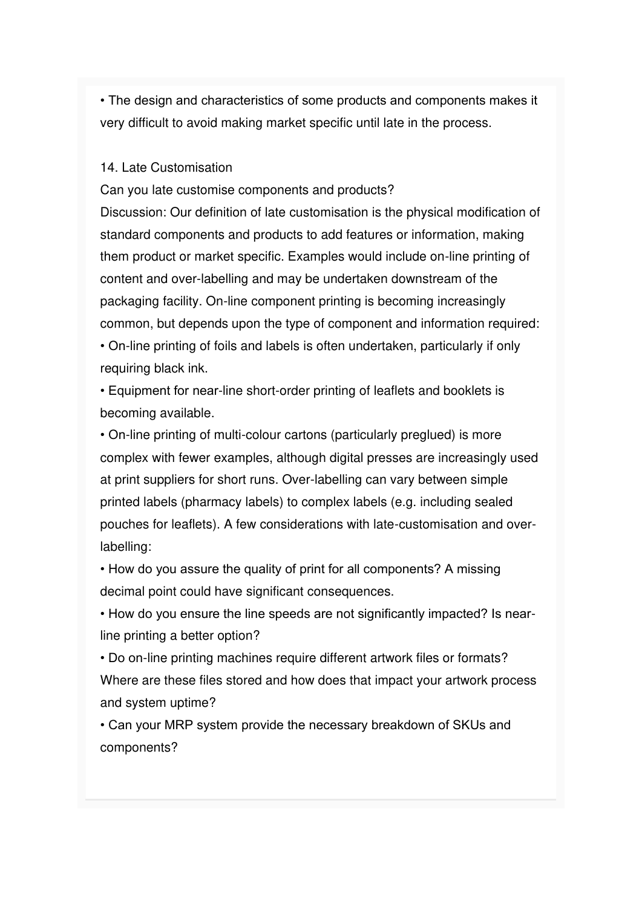- The design and characteristics of some products and components makes it very difficult to avoid making market specific until late in the process.

14. Late Customisation

Can you late customise components and products?

Discussion: Our definition of late customisation is the physical modification of standard components and products to add features or information, making them product or market specific. Examples would include on-line printing of content and over-labelling and may be undertaken downstream of the packaging facility. On-line component printing is becoming increasingly common, but depends upon the type of component and information required:

- On-line printing of foils and labels is often undertaken, particularly if only requiring black ink.
- Equipment for near-line short-order printing of leaflets and booklets is becoming available.
- On-line printing of multi-colour cartons (particularly preglued) is more complex with fewer examples, although digital presses are increasingly used at print suppliers for short runs. Over-labelling can vary between simple printed labels (pharmacy labels) to complex labels (e.g. including sealed pouches for leaflets). A few considerations with late-customisation and over-labelling:
- How do you assure the quality of print for all components? A missing decimal point could have significant consequences.
- How do you ensure the line speeds are not significantly impacted? Is near-line printing a better option?
- Do on-line printing machines require different artwork files or formats? Where are these files stored and how does that impact your artwork process and system uptime?
- Can your MRP system provide the necessary breakdown of SKUs and components?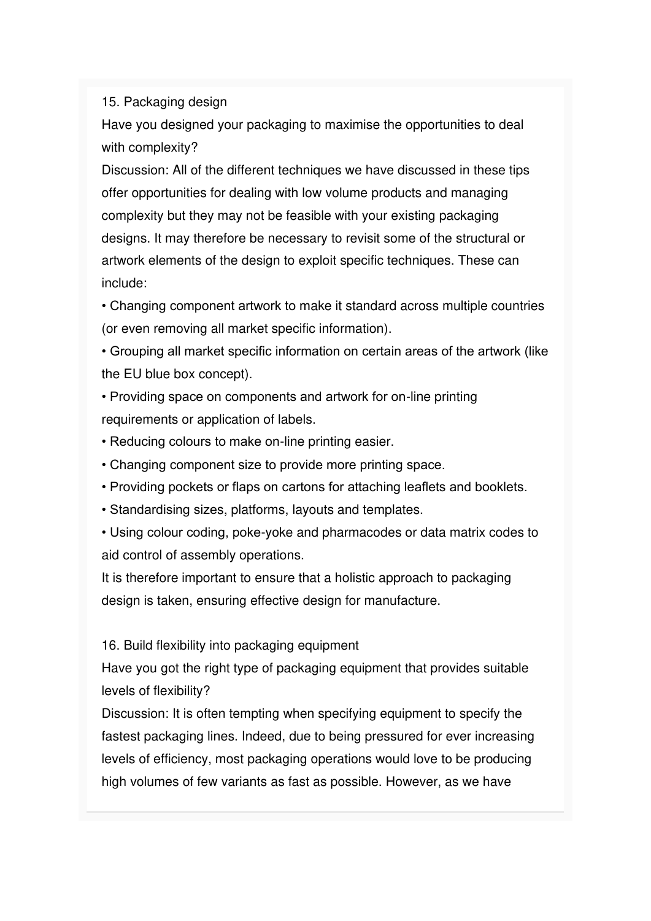15. Packaging design

Have you designed your packaging to maximise the opportunities to deal with complexity?

Discussion: All of the different techniques we have discussed in these tips offer opportunities for dealing with low volume products and managing complexity but they may not be feasible with your existing packaging designs. It may therefore be necessary to revisit some of the structural or artwork elements of the design to exploit specific techniques. These can include:

• Changing component artwork to make it standard across multiple countries (or even removing all market specific information).

• Grouping all market specific information on certain areas of the artwork (like the EU blue box concept).

• Providing space on components and artwork for on-line printing requirements or application of labels.

• Reducing colours to make on-line printing easier.

• Changing component size to provide more printing space.

• Providing pockets or flaps on cartons for attaching leaflets and booklets.

• Standardising sizes, platforms, layouts and templates.

• Using colour coding, poke-yoke and pharmacodes or data matrix codes to aid control of assembly operations.

It is therefore important to ensure that a holistic approach to packaging design is taken, ensuring effective design for manufacture.

16. Build flexibility into packaging equipment

Have you got the right type of packaging equipment that provides suitable levels of flexibility?

Discussion: It is often tempting when specifying equipment to specify the fastest packaging lines. Indeed, due to being pressured for ever increasing levels of efficiency, most packaging operations would love to be producing high volumes of few variants as fast as possible. However, as we have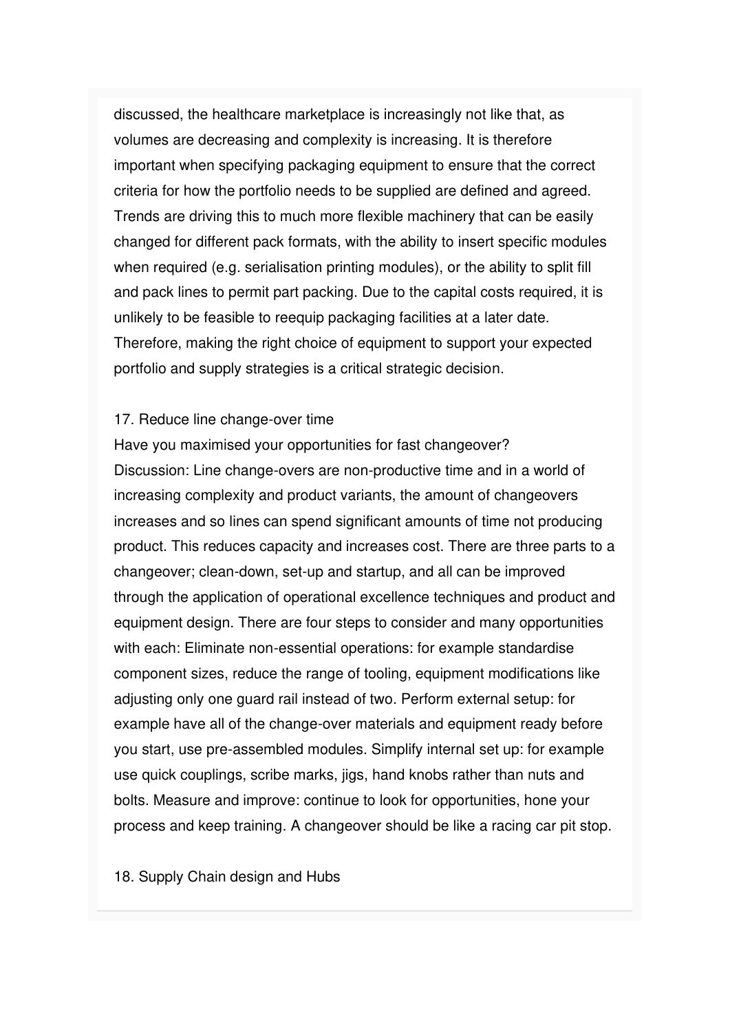discussed, the healthcare marketplace is increasingly not like that, as volumes are decreasing and complexity is increasing. It is therefore important when specifying packaging equipment to ensure that the correct criteria for how the portfolio needs to be supplied are defined and agreed. Trends are driving this to much more flexible machinery that can be easily changed for different pack formats, with the ability to insert specific modules when required (e.g. serialisation printing modules), or the ability to split fill and pack lines to permit part packing. Due to the capital costs required, it is unlikely to be feasible to reequip packaging facilities at a later date. Therefore, making the right choice of equipment to support your expected portfolio and supply strategies is a critical strategic decision.

17. Reduce line change-over time

Have you maximised your opportunities for fast changeover?

Discussion: Line change-overs are non-productive time and in a world of increasing complexity and product variants, the amount of changeovers increases and so lines can spend significant amounts of time not producing product. This reduces capacity and increases cost. There are three parts to a changeover; clean-down, set-up and startup, and all can be improved through the application of operational excellence techniques and product and equipment design. There are four steps to consider and many opportunities with each: Eliminate non-essential operations: for example standardise component sizes, reduce the range of tooling, equipment modifications like adjusting only one guard rail instead of two. Perform external setup: for example have all of the change-over materials and equipment ready before you start, use pre-assembled modules. Simplify internal set up: for example use quick couplings, scribe marks, jigs, hand knobs rather than nuts and bolts. Measure and improve: continue to look for opportunities, hone your process and keep training. A changeover should be like a racing car pit stop.

18. Supply Chain design and Hubs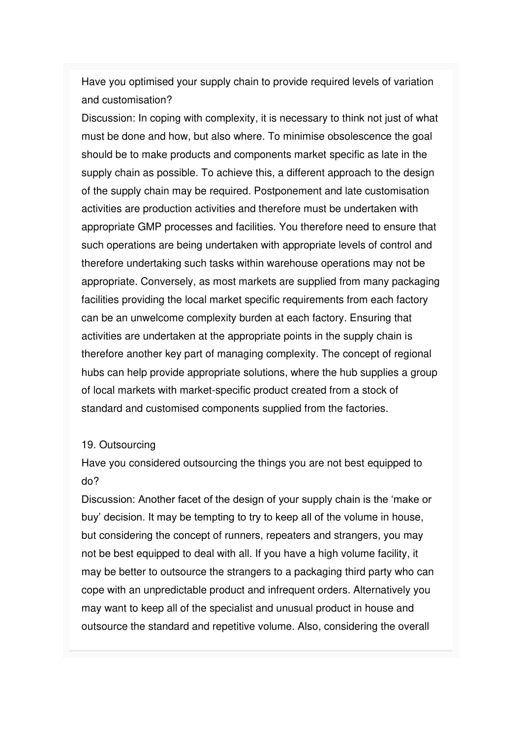Have you optimised your supply chain to provide required levels of variation and customisation?

Discussion: In coping with complexity, it is necessary to think not just of what must be done and how, but also where. To minimise obsolescence the goal should be to make products and components market specific as late in the supply chain as possible. To achieve this, a different approach to the design of the supply chain may be required. Postponement and late customisation activities are production activities and therefore must be undertaken with appropriate GMP processes and facilities. You therefore need to ensure that such operations are being undertaken with appropriate levels of control and therefore undertaking such tasks within warehouse operations may not be appropriate. Conversely, as most markets are supplied from many packaging facilities providing the local market specific requirements from each factory can be an unwelcome complexity burden at each factory. Ensuring that activities are undertaken at the appropriate points in the supply chain is therefore another key part of managing complexity. The concept of regional hubs can help provide appropriate solutions, where the hub supplies a group of local markets with market-specific product created from a stock of standard and customised components supplied from the factories.

19. Outsourcing

Have you considered outsourcing the things you are not best equipped to do?

Discussion: Another facet of the design of your supply chain is the 'make or buy' decision. It may be tempting to try to keep all of the volume in house, but considering the concept of runners, repeaters and strangers, you may not be best equipped to deal with all. If you have a high volume facility, it may be better to outsource the strangers to a packaging third party who can cope with an unpredictable product and infrequent orders. Alternatively you may want to keep all of the specialist and unusual product in house and outsource the standard and repetitive volume. Also, considering the overall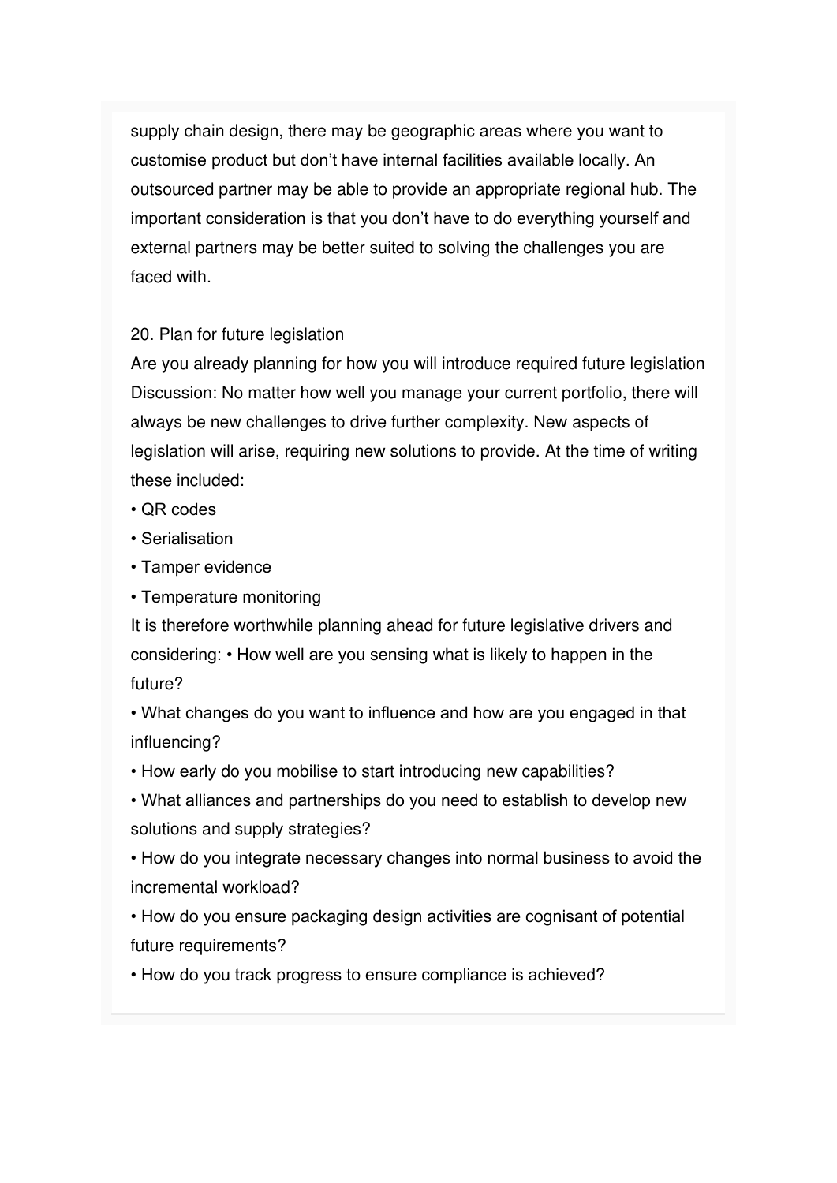supply chain design, there may be geographic areas where you want to customise product but don't have internal facilities available locally. An outsourced partner may be able to provide an appropriate regional hub. The important consideration is that you don't have to do everything yourself and external partners may be better suited to solving the challenges you are faced with.

20. Plan for future legislation

Are you already planning for how you will introduce required future legislation Discussion: No matter how well you manage your current portfolio, there will always be new challenges to drive further complexity. New aspects of legislation will arise, requiring new solutions to provide. At the time of writing these included:

- QR codes
- Serialisation
- Tamper evidence
- Temperature monitoring

It is therefore worthwhile planning ahead for future legislative drivers and considering: • How well are you sensing what is likely to happen in the future?

- What changes do you want to influence and how are you engaged in that influencing?
- How early do you mobilise to start introducing new capabilities?
- What alliances and partnerships do you need to establish to develop new solutions and supply strategies?
- How do you integrate necessary changes into normal business to avoid the incremental workload?
- How do you ensure packaging design activities are cognisant of potential future requirements?
- How do you track progress to ensure compliance is achieved?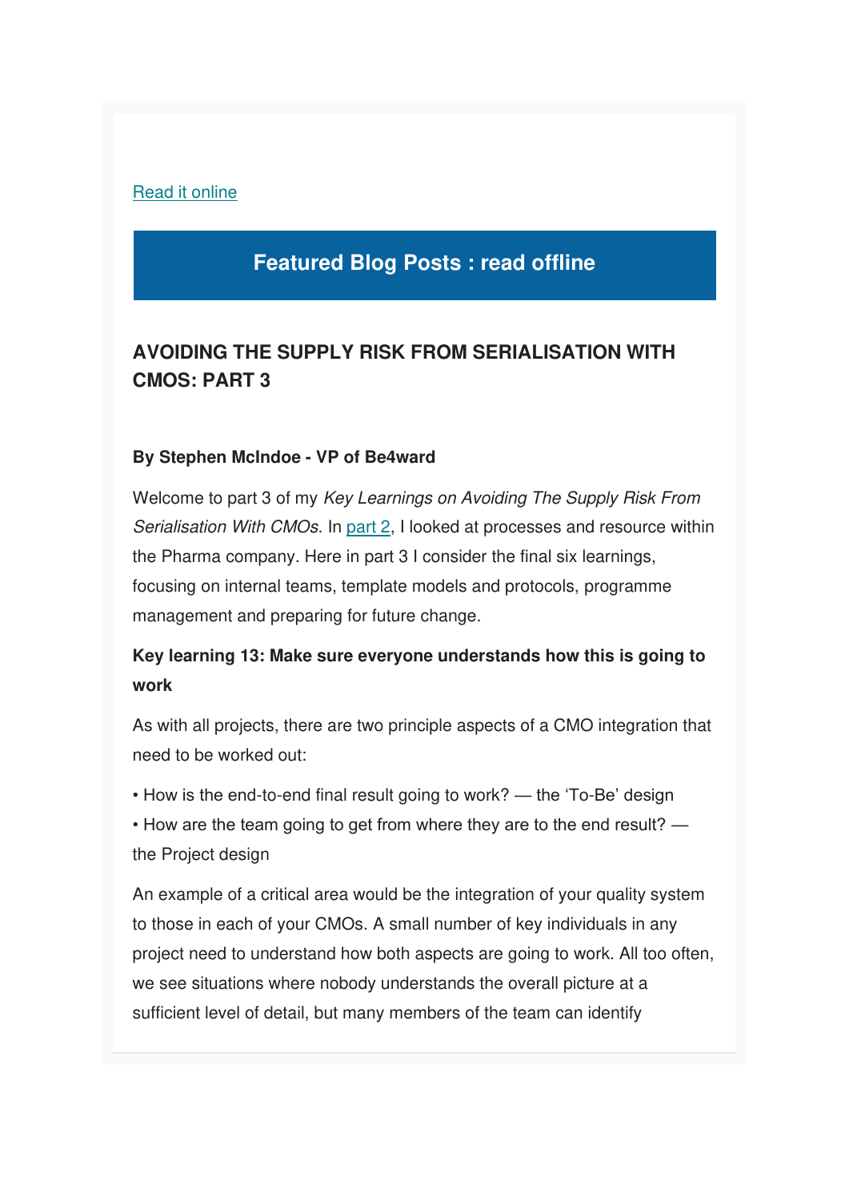[Read it online]

## Featured Blog Posts : read offline

### AVOIDING THE SUPPLY RISK FROM SERIALISATION WITH CMOS: PART 3

**By Stephen McIndoe - VP of Be4ward**

Welcome to part 3 of my *Key Learnings on Avoiding The Supply Risk From Serialisation With CMOs*. In [part 2], I looked at processes and resource within the Pharma company. Here in part 3 I consider the final six learnings, focusing on internal teams, template models and protocols, programme management and preparing for future change.

**Key learning 13: Make sure everyone understands how this is going to work**

As with all projects, there are two principle aspects of a CMO integration that need to be worked out:

• How is the end-to-end final result going to work? — the 'To-Be' design
• How are the team going to get from where they are to the end result? — the Project design

An example of a critical area would be the integration of your quality system to those in each of your CMOs. A small number of key individuals in any project need to understand how both aspects are going to work. All too often, we see situations where nobody understands the overall picture at a sufficient level of detail, but many members of the team can identify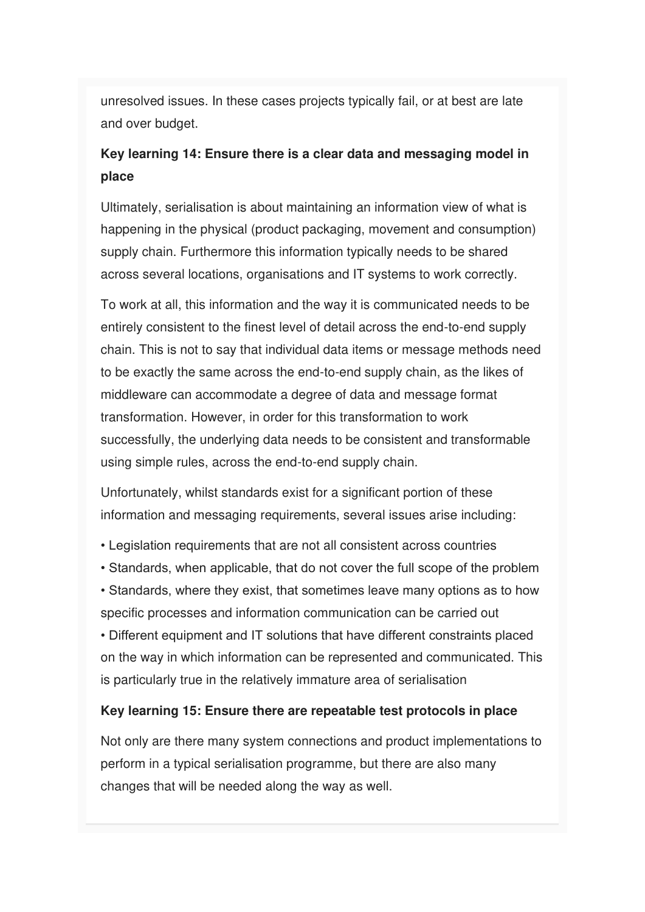unresolved issues. In these cases projects typically fail, or at best are late and over budget.

**Key learning 14: Ensure there is a clear data and messaging model in place**

Ultimately, serialisation is about maintaining an information view of what is happening in the physical (product packaging, movement and consumption) supply chain. Furthermore this information typically needs to be shared across several locations, organisations and IT systems to work correctly.

To work at all, this information and the way it is communicated needs to be entirely consistent to the finest level of detail across the end-to-end supply chain. This is not to say that individual data items or message methods need to be exactly the same across the end-to-end supply chain, as the likes of middleware can accommodate a degree of data and message format transformation. However, in order for this transformation to work successfully, the underlying data needs to be consistent and transformable using simple rules, across the end-to-end supply chain.

Unfortunately, whilst standards exist for a significant portion of these information and messaging requirements, several issues arise including:

- Legislation requirements that are not all consistent across countries
- Standards, when applicable, that do not cover the full scope of the problem
- Standards, where they exist, that sometimes leave many options as to how specific processes and information communication can be carried out
- Different equipment and IT solutions that have different constraints placed on the way in which information can be represented and communicated. This is particularly true in the relatively immature area of serialisation

**Key learning 15: Ensure there are repeatable test protocols in place**

Not only are there many system connections and product implementations to perform in a typical serialisation programme, but there are also many changes that will be needed along the way as well.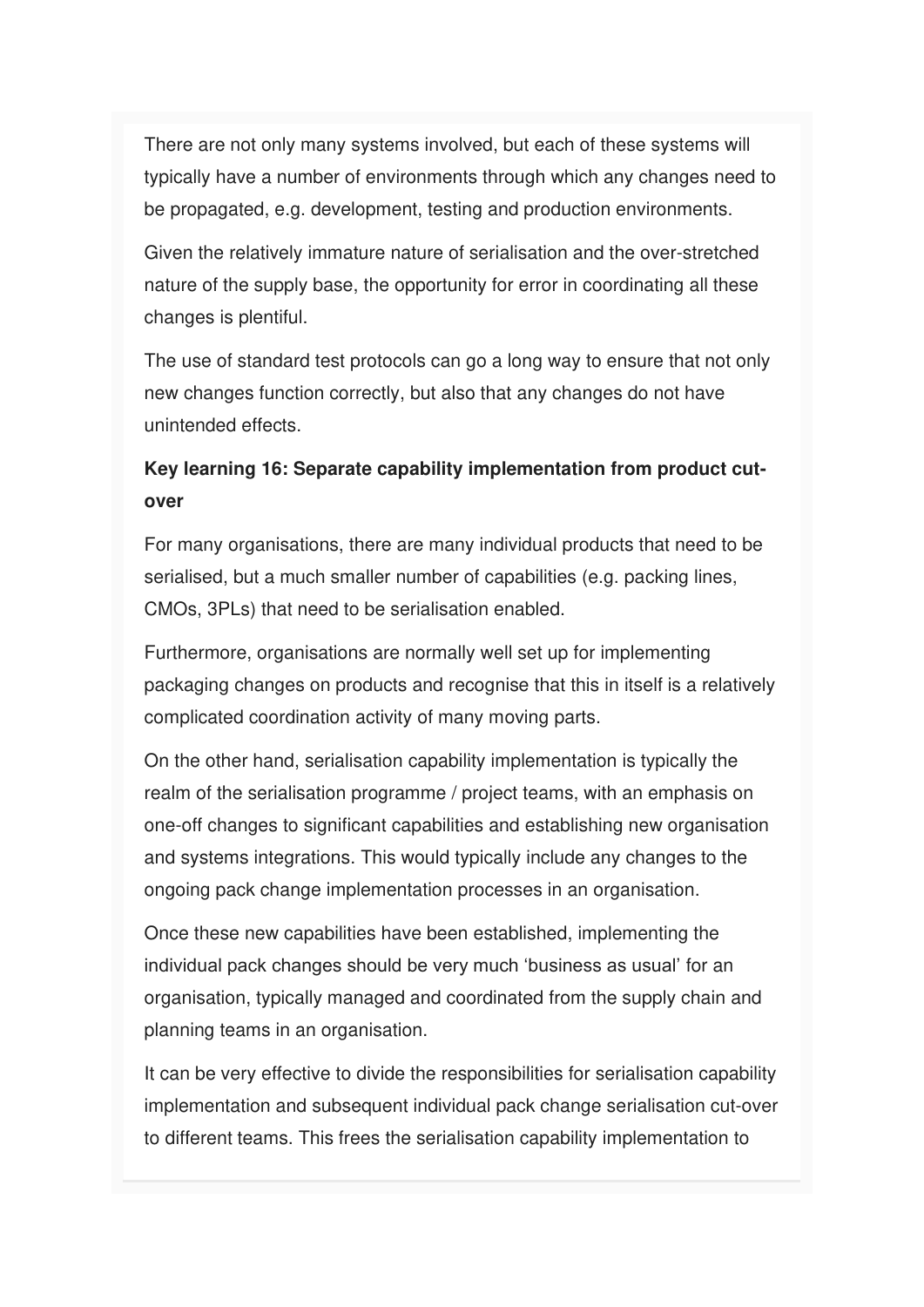There are not only many systems involved, but each of these systems will typically have a number of environments through which any changes need to be propagated, e.g. development, testing and production environments.

Given the relatively immature nature of serialisation and the over-stretched nature of the supply base, the opportunity for error in coordinating all these changes is plentiful.

The use of standard test protocols can go a long way to ensure that not only new changes function correctly, but also that any changes do not have unintended effects.

**Key learning 16: Separate capability implementation from product cut-over**

For many organisations, there are many individual products that need to be serialised, but a much smaller number of capabilities (e.g. packing lines, CMOs, 3PLs) that need to be serialisation enabled.

Furthermore, organisations are normally well set up for implementing packaging changes on products and recognise that this in itself is a relatively complicated coordination activity of many moving parts.

On the other hand, serialisation capability implementation is typically the realm of the serialisation programme / project teams, with an emphasis on one-off changes to significant capabilities and establishing new organisation and systems integrations. This would typically include any changes to the ongoing pack change implementation processes in an organisation.

Once these new capabilities have been established, implementing the individual pack changes should be very much 'business as usual' for an organisation, typically managed and coordinated from the supply chain and planning teams in an organisation.

It can be very effective to divide the responsibilities for serialisation capability implementation and subsequent individual pack change serialisation cut-over to different teams. This frees the serialisation capability implementation to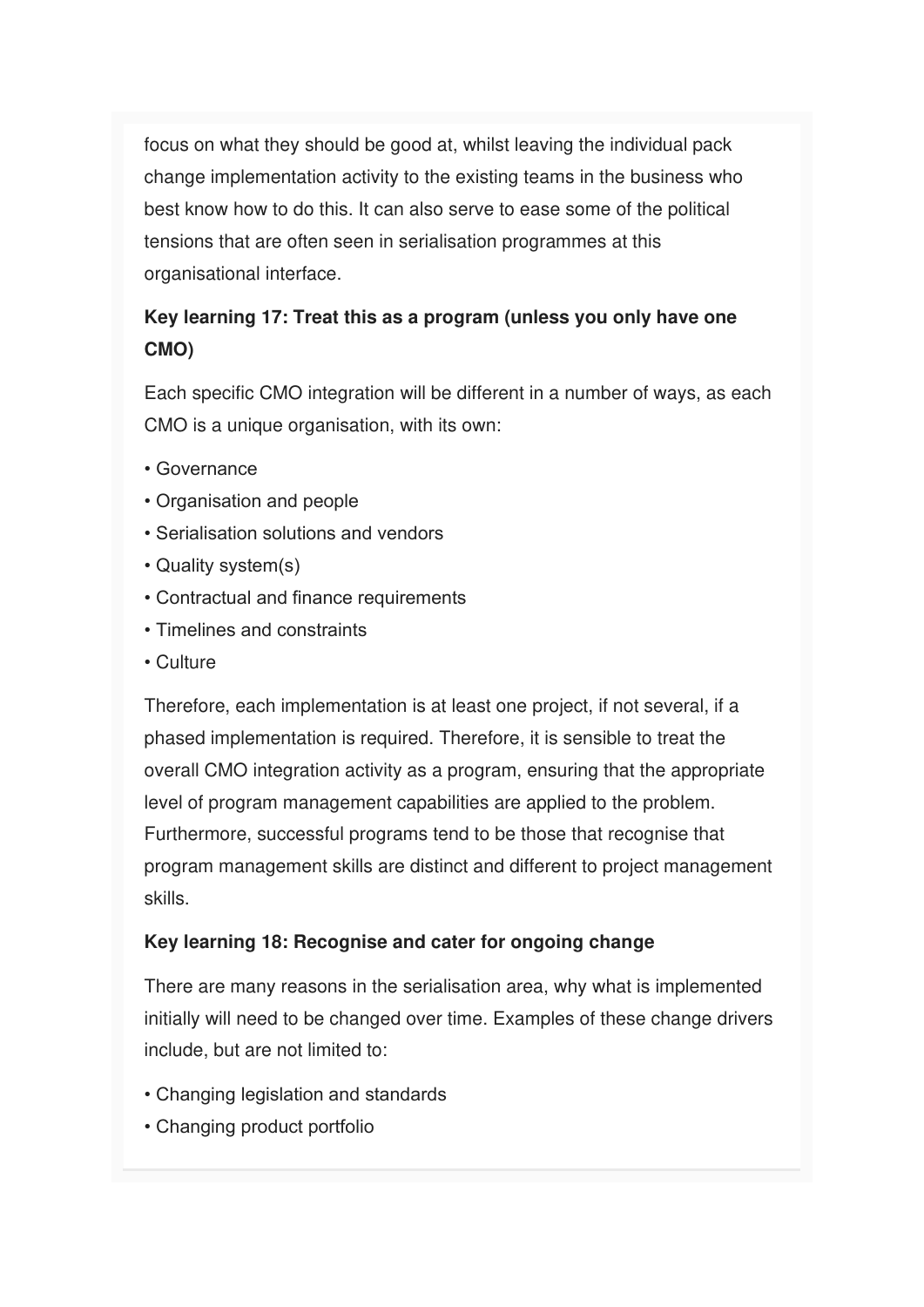focus on what they should be good at, whilst leaving the individual pack change implementation activity to the existing teams in the business who best know how to do this. It can also serve to ease some of the political tensions that are often seen in serialisation programmes at this organisational interface.

**Key learning 17: Treat this as a program (unless you only have one CMO)**

Each specific CMO integration will be different in a number of ways, as each CMO is a unique organisation, with its own:

- Governance
- Organisation and people
- Serialisation solutions and vendors
- Quality system(s)
- Contractual and finance requirements
- Timelines and constraints
- Culture

Therefore, each implementation is at least one project, if not several, if a phased implementation is required. Therefore, it is sensible to treat the overall CMO integration activity as a program, ensuring that the appropriate level of program management capabilities are applied to the problem. Furthermore, successful programs tend to be those that recognise that program management skills are distinct and different to project management skills.

**Key learning 18: Recognise and cater for ongoing change**

There are many reasons in the serialisation area, why what is implemented initially will need to be changed over time. Examples of these change drivers include, but are not limited to:

- Changing legislation and standards
- Changing product portfolio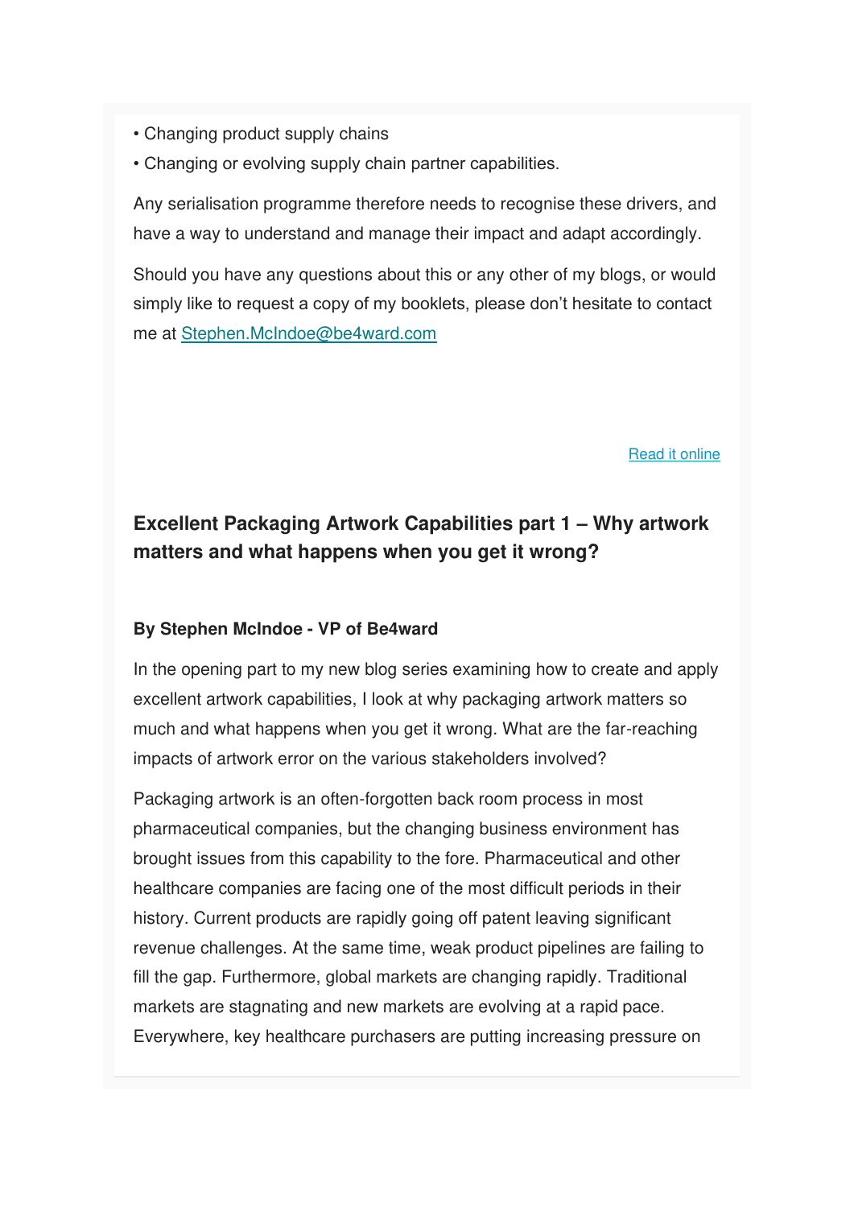- Changing product supply chains
- Changing or evolving supply chain partner capabilities.

Any serialisation programme therefore needs to recognise these drivers, and have a way to understand and manage their impact and adapt accordingly.

Should you have any questions about this or any other of my blogs, or would simply like to request a copy of my booklets, please don't hesitate to contact me at [Stephen.McIndoe@be4ward.com](mailto:Stephen.McIndoe@be4ward.com)

[Read it online]()

## Excellent Packaging Artwork Capabilities part 1 – Why artwork matters and what happens when you get it wrong?

**By Stephen McIndoe - VP of Be4ward**

In the opening part to my new blog series examining how to create and apply excellent artwork capabilities, I look at why packaging artwork matters so much and what happens when you get it wrong. What are the far-reaching impacts of artwork error on the various stakeholders involved?

Packaging artwork is an often-forgotten back room process in most pharmaceutical companies, but the changing business environment has brought issues from this capability to the fore. Pharmaceutical and other healthcare companies are facing one of the most difficult periods in their history. Current products are rapidly going off patent leaving significant revenue challenges. At the same time, weak product pipelines are failing to fill the gap. Furthermore, global markets are changing rapidly. Traditional markets are stagnating and new markets are evolving at a rapid pace. Everywhere, key healthcare purchasers are putting increasing pressure on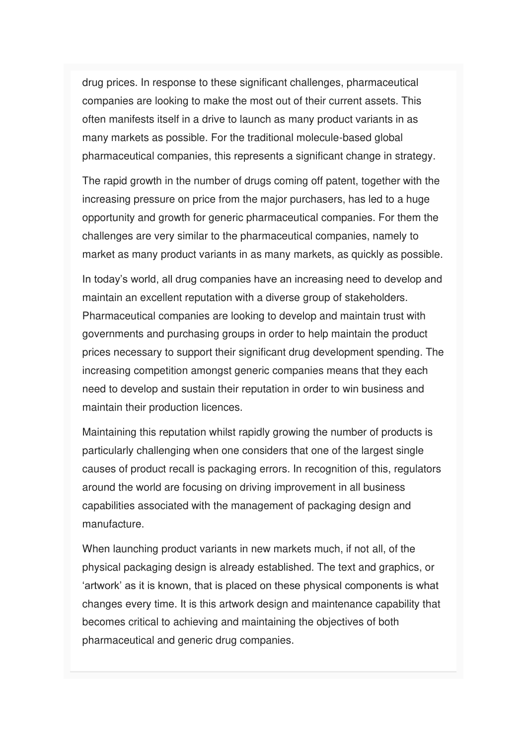drug prices. In response to these significant challenges, pharmaceutical companies are looking to make the most out of their current assets. This often manifests itself in a drive to launch as many product variants in as many markets as possible. For the traditional molecule-based global pharmaceutical companies, this represents a significant change in strategy.

The rapid growth in the number of drugs coming off patent, together with the increasing pressure on price from the major purchasers, has led to a huge opportunity and growth for generic pharmaceutical companies. For them the challenges are very similar to the pharmaceutical companies, namely to market as many product variants in as many markets, as quickly as possible.

In today's world, all drug companies have an increasing need to develop and maintain an excellent reputation with a diverse group of stakeholders. Pharmaceutical companies are looking to develop and maintain trust with governments and purchasing groups in order to help maintain the product prices necessary to support their significant drug development spending. The increasing competition amongst generic companies means that they each need to develop and sustain their reputation in order to win business and maintain their production licences.

Maintaining this reputation whilst rapidly growing the number of products is particularly challenging when one considers that one of the largest single causes of product recall is packaging errors. In recognition of this, regulators around the world are focusing on driving improvement in all business capabilities associated with the management of packaging design and manufacture.

When launching product variants in new markets much, if not all, of the physical packaging design is already established. The text and graphics, or 'artwork' as it is known, that is placed on these physical components is what changes every time. It is this artwork design and maintenance capability that becomes critical to achieving and maintaining the objectives of both pharmaceutical and generic drug companies.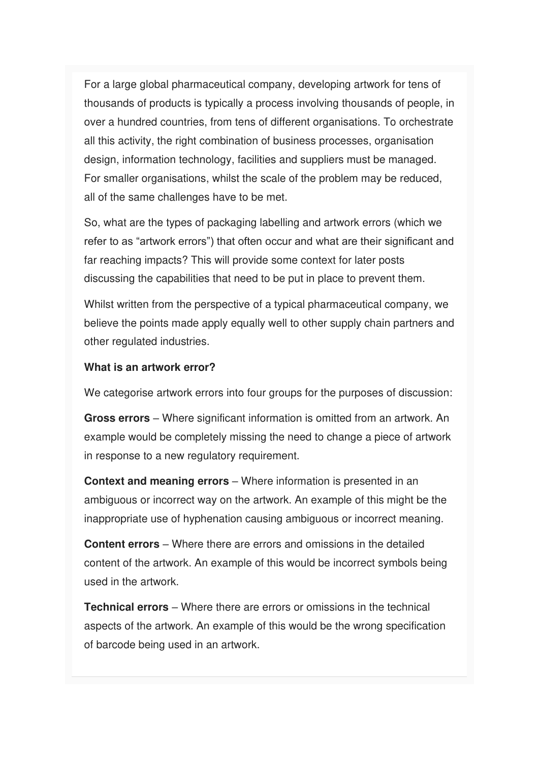For a large global pharmaceutical company, developing artwork for tens of thousands of products is typically a process involving thousands of people, in over a hundred countries, from tens of different organisations. To orchestrate all this activity, the right combination of business processes, organisation design, information technology, facilities and suppliers must be managed. For smaller organisations, whilst the scale of the problem may be reduced, all of the same challenges have to be met.

So, what are the types of packaging labelling and artwork errors (which we refer to as "artwork errors") that often occur and what are their significant and far reaching impacts? This will provide some context for later posts discussing the capabilities that need to be put in place to prevent them.

Whilst written from the perspective of a typical pharmaceutical company, we believe the points made apply equally well to other supply chain partners and other regulated industries.

**What is an artwork error?**

We categorise artwork errors into four groups for the purposes of discussion:

**Gross errors** – Where significant information is omitted from an artwork. An example would be completely missing the need to change a piece of artwork in response to a new regulatory requirement.

**Context and meaning errors** – Where information is presented in an ambiguous or incorrect way on the artwork. An example of this might be the inappropriate use of hyphenation causing ambiguous or incorrect meaning.

**Content errors** – Where there are errors and omissions in the detailed content of the artwork. An example of this would be incorrect symbols being used in the artwork.

**Technical errors** – Where there are errors or omissions in the technical aspects of the artwork. An example of this would be the wrong specification of barcode being used in an artwork.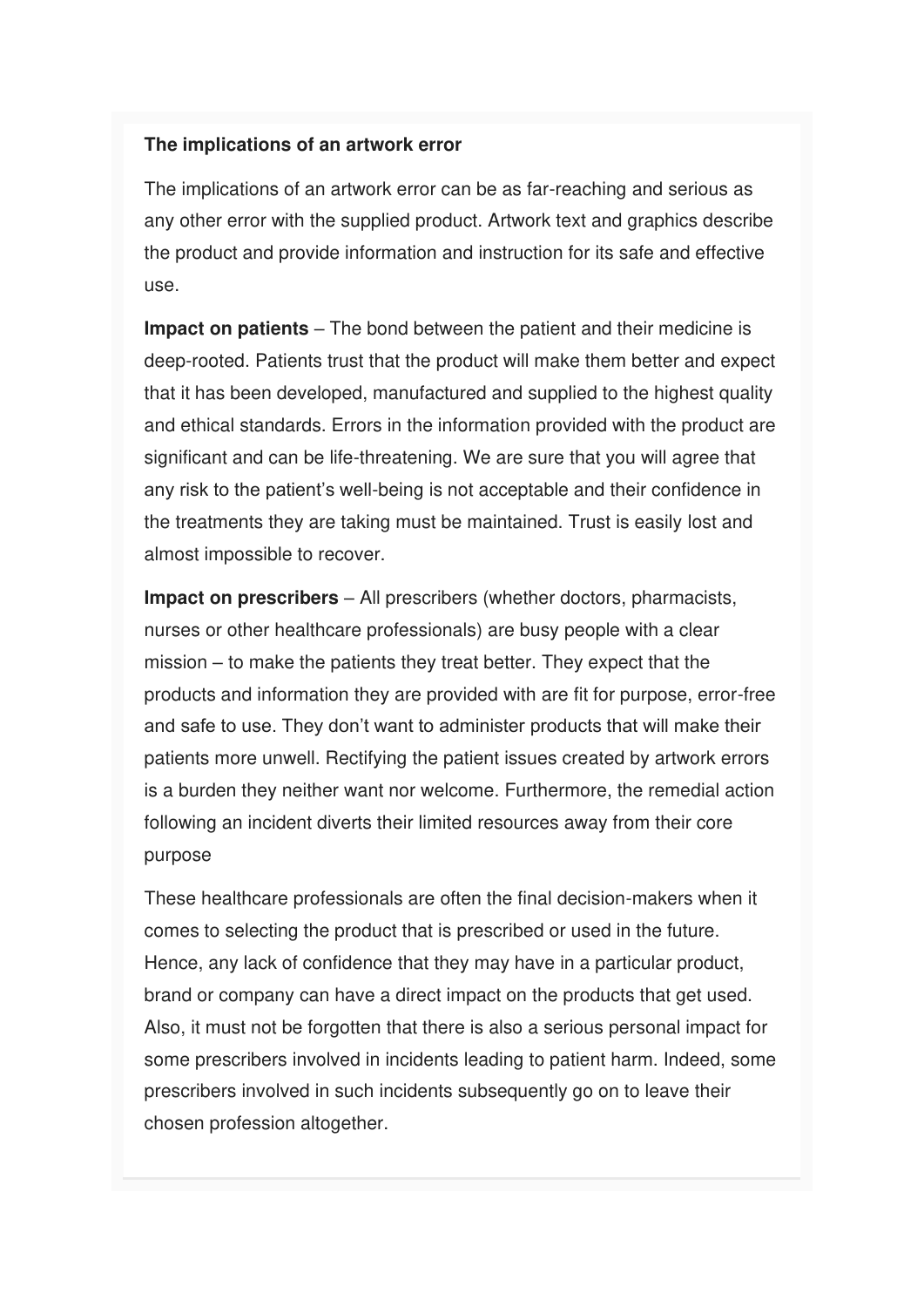**The implications of an artwork error**

The implications of an artwork error can be as far-reaching and serious as any other error with the supplied product. Artwork text and graphics describe the product and provide information and instruction for its safe and effective use.

**Impact on patients** – The bond between the patient and their medicine is deep-rooted. Patients trust that the product will make them better and expect that it has been developed, manufactured and supplied to the highest quality and ethical standards. Errors in the information provided with the product are significant and can be life-threatening. We are sure that you will agree that any risk to the patient's well-being is not acceptable and their confidence in the treatments they are taking must be maintained. Trust is easily lost and almost impossible to recover.

**Impact on prescribers** – All prescribers (whether doctors, pharmacists, nurses or other healthcare professionals) are busy people with a clear mission – to make the patients they treat better. They expect that the products and information they are provided with are fit for purpose, error-free and safe to use. They don't want to administer products that will make their patients more unwell. Rectifying the patient issues created by artwork errors is a burden they neither want nor welcome. Furthermore, the remedial action following an incident diverts their limited resources away from their core purpose

These healthcare professionals are often the final decision-makers when it comes to selecting the product that is prescribed or used in the future. Hence, any lack of confidence that they may have in a particular product, brand or company can have a direct impact on the products that get used. Also, it must not be forgotten that there is also a serious personal impact for some prescribers involved in incidents leading to patient harm. Indeed, some prescribers involved in such incidents subsequently go on to leave their chosen profession altogether.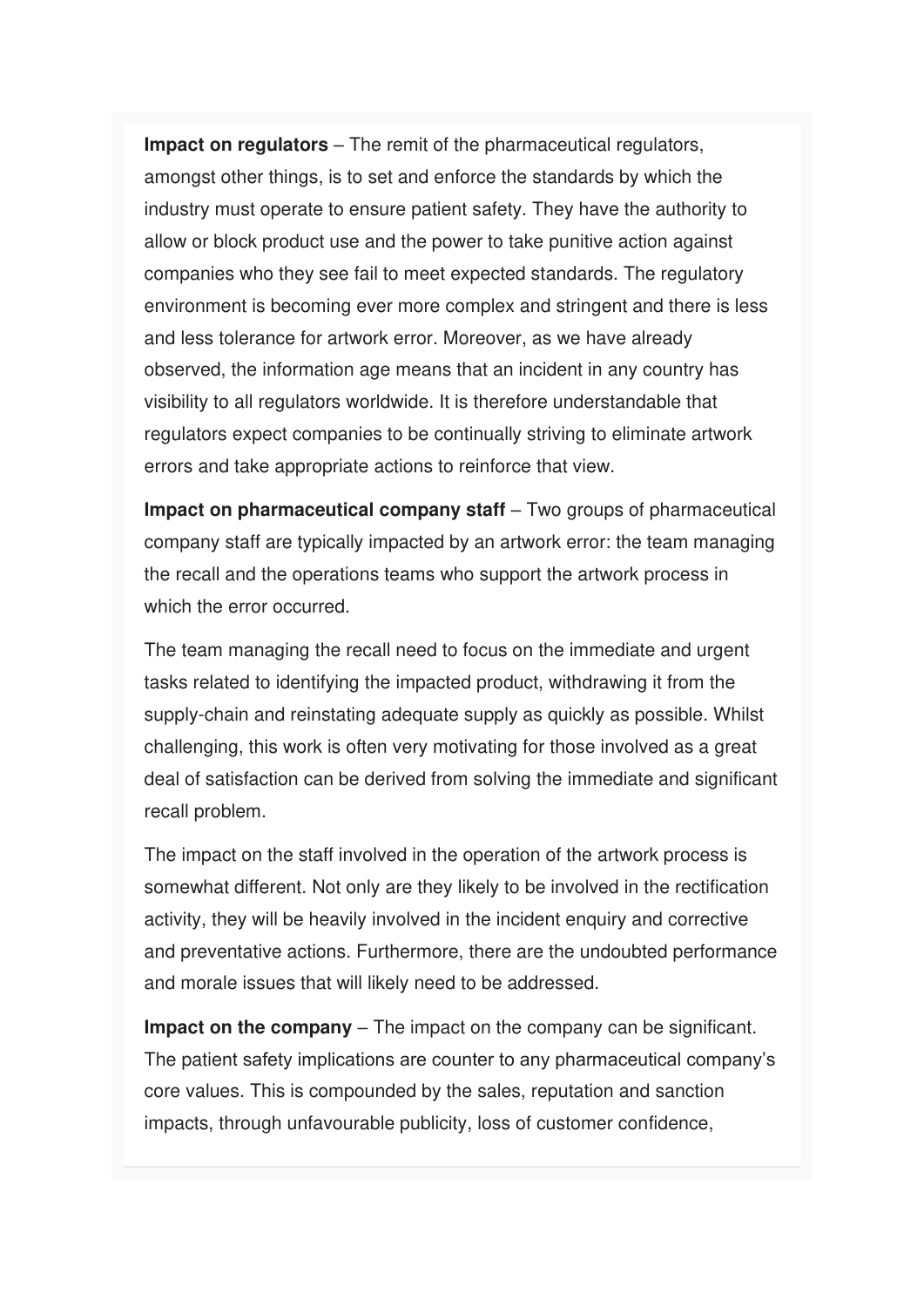**Impact on regulators** – The remit of the pharmaceutical regulators, amongst other things, is to set and enforce the standards by which the industry must operate to ensure patient safety. They have the authority to allow or block product use and the power to take punitive action against companies who they see fail to meet expected standards. The regulatory environment is becoming ever more complex and stringent and there is less and less tolerance for artwork error. Moreover, as we have already observed, the information age means that an incident in any country has visibility to all regulators worldwide. It is therefore understandable that regulators expect companies to be continually striving to eliminate artwork errors and take appropriate actions to reinforce that view.

**Impact on pharmaceutical company staff** – Two groups of pharmaceutical company staff are typically impacted by an artwork error: the team managing the recall and the operations teams who support the artwork process in which the error occurred.

The team managing the recall need to focus on the immediate and urgent tasks related to identifying the impacted product, withdrawing it from the supply-chain and reinstating adequate supply as quickly as possible. Whilst challenging, this work is often very motivating for those involved as a great deal of satisfaction can be derived from solving the immediate and significant recall problem.

The impact on the staff involved in the operation of the artwork process is somewhat different. Not only are they likely to be involved in the rectification activity, they will be heavily involved in the incident enquiry and corrective and preventative actions. Furthermore, there are the undoubted performance and morale issues that will likely need to be addressed.

**Impact on the company** – The impact on the company can be significant. The patient safety implications are counter to any pharmaceutical company's core values. This is compounded by the sales, reputation and sanction impacts, through unfavourable publicity, loss of customer confidence,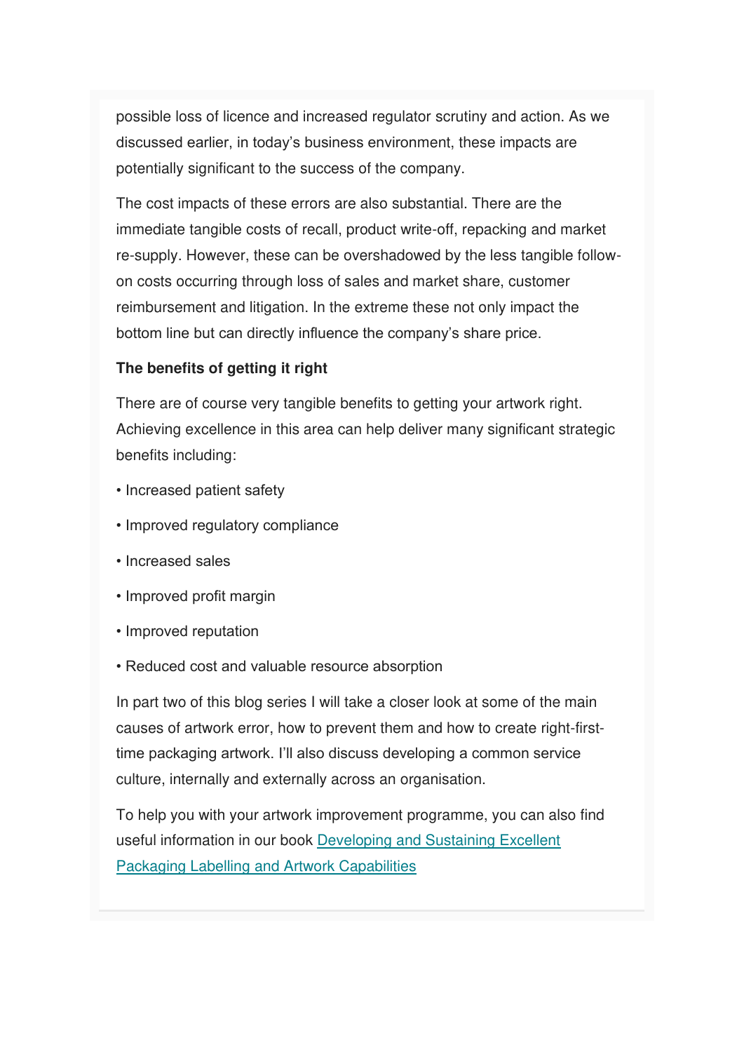possible loss of licence and increased regulator scrutiny and action. As we discussed earlier, in today's business environment, these impacts are potentially significant to the success of the company.

The cost impacts of these errors are also substantial. There are the immediate tangible costs of recall, product write-off, repacking and market re-supply. However, these can be overshadowed by the less tangible follow-on costs occurring through loss of sales and market share, customer reimbursement and litigation. In the extreme these not only impact the bottom line but can directly influence the company's share price.

**The benefits of getting it right**

There are of course very tangible benefits to getting your artwork right. Achieving excellence in this area can help deliver many significant strategic benefits including:

- Increased patient safety
- Improved regulatory compliance
- Increased sales
- Improved profit margin
- Improved reputation
- Reduced cost and valuable resource absorption

In part two of this blog series I will take a closer look at some of the main causes of artwork error, how to prevent them and how to create right-first-time packaging artwork. I'll also discuss developing a common service culture, internally and externally across an organisation.

To help you with your artwork improvement programme, you can also find useful information in our book Developing and Sustaining Excellent Packaging Labelling and Artwork Capabilities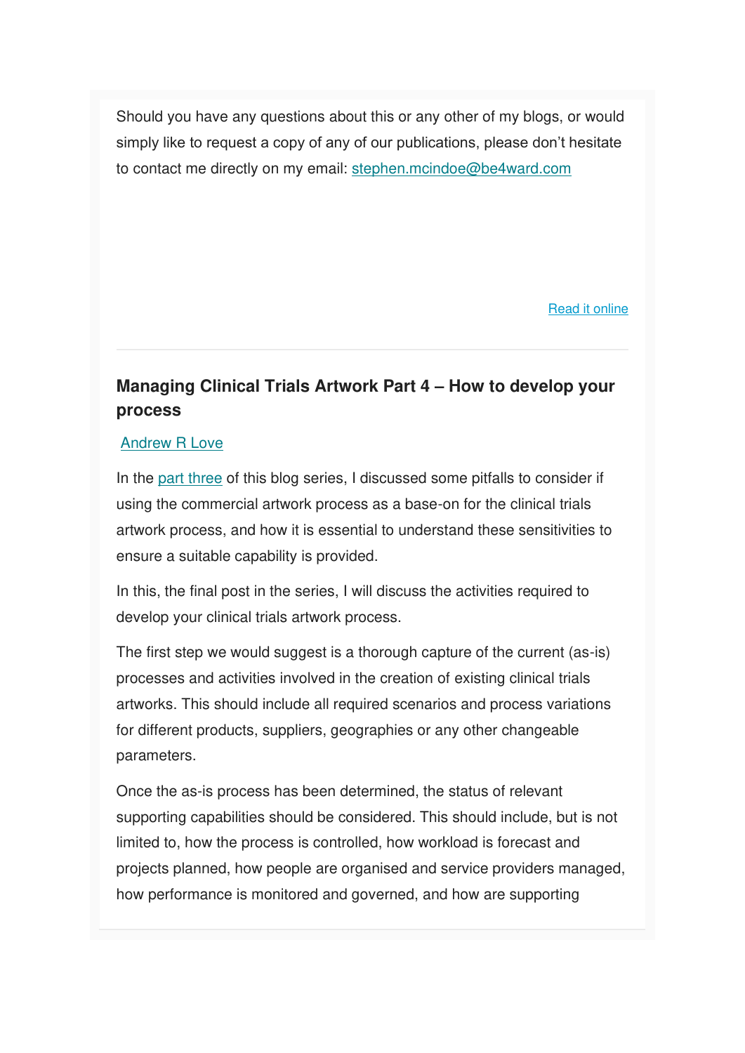Should you have any questions about this or any other of my blogs, or would simply like to request a copy of any of our publications, please don't hesitate to contact me directly on my email: stephen.mcindoe@be4ward.com

Read it online

---

## Managing Clinical Trials Artwork Part 4 – How to develop your process

Andrew R Love

In the part three of this blog series, I discussed some pitfalls to consider if using the commercial artwork process as a base-on for the clinical trials artwork process, and how it is essential to understand these sensitivities to ensure a suitable capability is provided.

In this, the final post in the series, I will discuss the activities required to develop your clinical trials artwork process.

The first step we would suggest is a thorough capture of the current (as-is) processes and activities involved in the creation of existing clinical trials artworks. This should include all required scenarios and process variations for different products, suppliers, geographies or any other changeable parameters.

Once the as-is process has been determined, the status of relevant supporting capabilities should be considered. This should include, but is not limited to, how the process is controlled, how workload is forecast and projects planned, how people are organised and service providers managed, how performance is monitored and governed, and how are supporting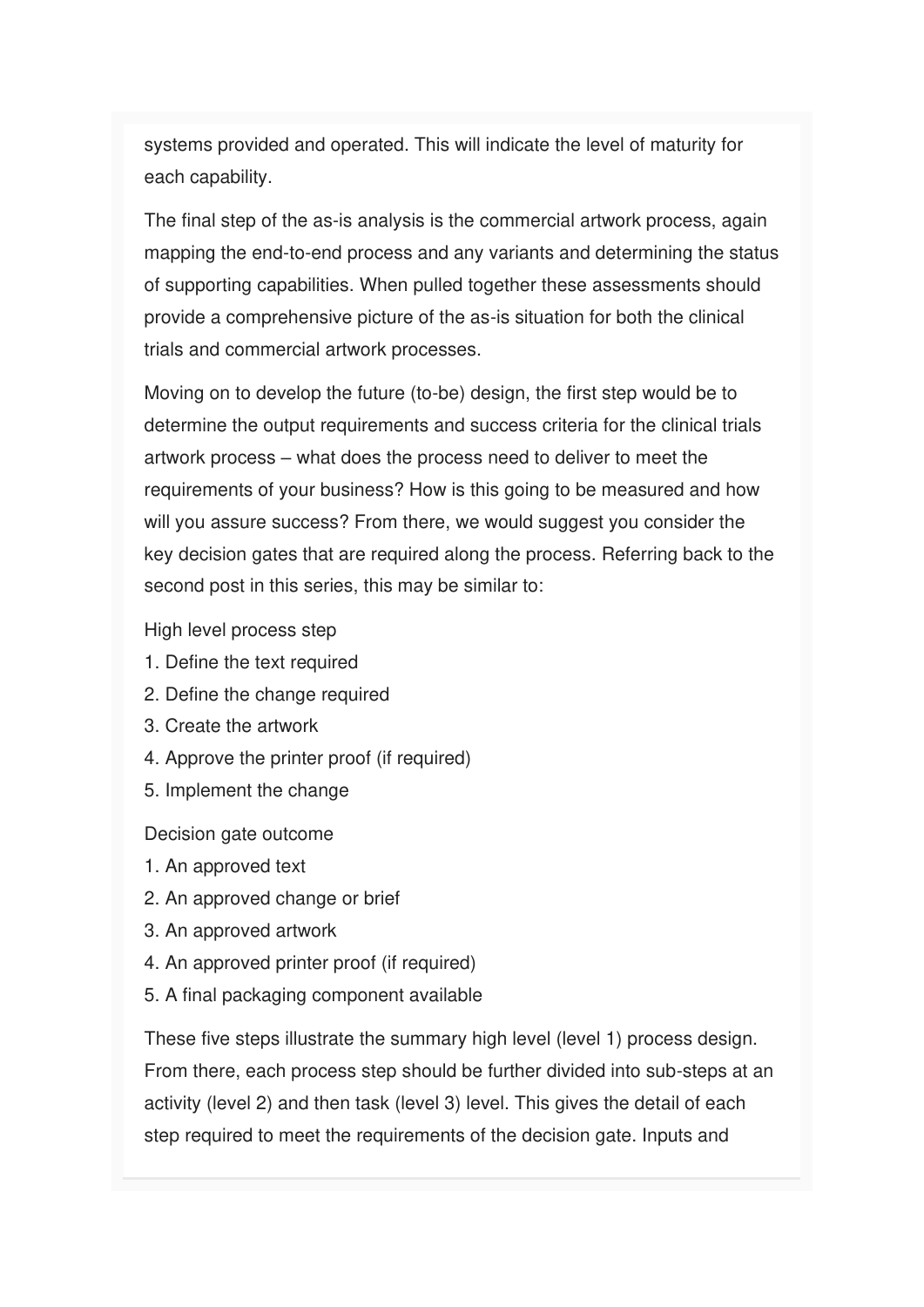systems provided and operated. This will indicate the level of maturity for each capability.

The final step of the as-is analysis is the commercial artwork process, again mapping the end-to-end process and any variants and determining the status of supporting capabilities. When pulled together these assessments should provide a comprehensive picture of the as-is situation for both the clinical trials and commercial artwork processes.

Moving on to develop the future (to-be) design, the first step would be to determine the output requirements and success criteria for the clinical trials artwork process – what does the process need to deliver to meet the requirements of your business? How is this going to be measured and how will you assure success? From there, we would suggest you consider the key decision gates that are required along the process. Referring back to the second post in this series, this may be similar to:

High level process step

1. Define the text required
2. Define the change required
3. Create the artwork
4. Approve the printer proof (if required)
5. Implement the change

Decision gate outcome

1. An approved text
2. An approved change or brief
3. An approved artwork
4. An approved printer proof (if required)
5. A final packaging component available

These five steps illustrate the summary high level (level 1) process design. From there, each process step should be further divided into sub-steps at an activity (level 2) and then task (level 3) level. This gives the detail of each step required to meet the requirements of the decision gate. Inputs and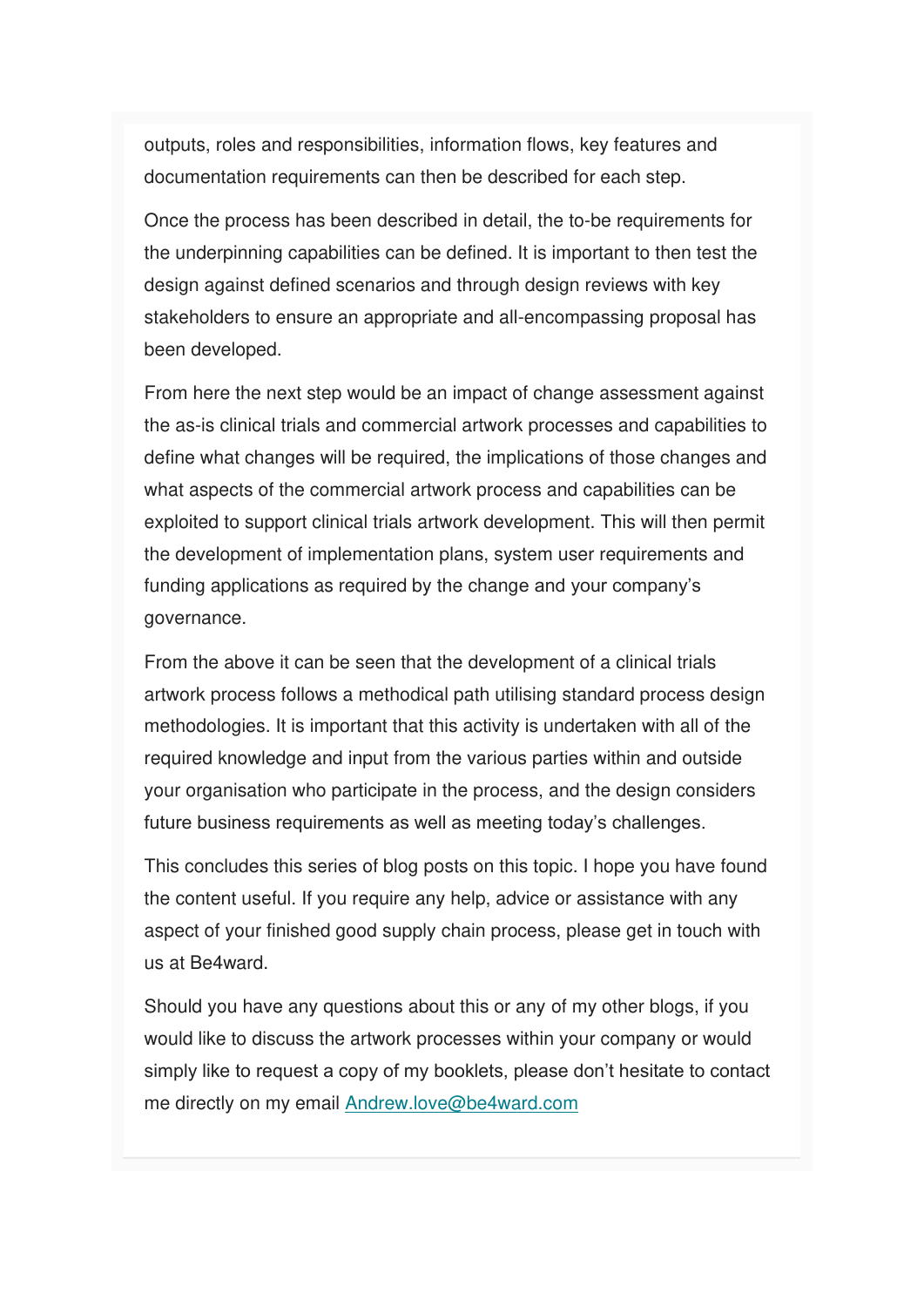outputs, roles and responsibilities, information flows, key features and documentation requirements can then be described for each step.

Once the process has been described in detail, the to-be requirements for the underpinning capabilities can be defined. It is important to then test the design against defined scenarios and through design reviews with key stakeholders to ensure an appropriate and all-encompassing proposal has been developed.

From here the next step would be an impact of change assessment against the as-is clinical trials and commercial artwork processes and capabilities to define what changes will be required, the implications of those changes and what aspects of the commercial artwork process and capabilities can be exploited to support clinical trials artwork development. This will then permit the development of implementation plans, system user requirements and funding applications as required by the change and your company's governance.

From the above it can be seen that the development of a clinical trials artwork process follows a methodical path utilising standard process design methodologies. It is important that this activity is undertaken with all of the required knowledge and input from the various parties within and outside your organisation who participate in the process, and the design considers future business requirements as well as meeting today's challenges.

This concludes this series of blog posts on this topic. I hope you have found the content useful. If you require any help, advice or assistance with any aspect of your finished good supply chain process, please get in touch with us at Be4ward.

Should you have any questions about this or any of my other blogs, if you would like to discuss the artwork processes within your company or would simply like to request a copy of my booklets, please don't hesitate to contact me directly on my email [Andrew.love@be4ward.com](mailto:Andrew.love@be4ward.com)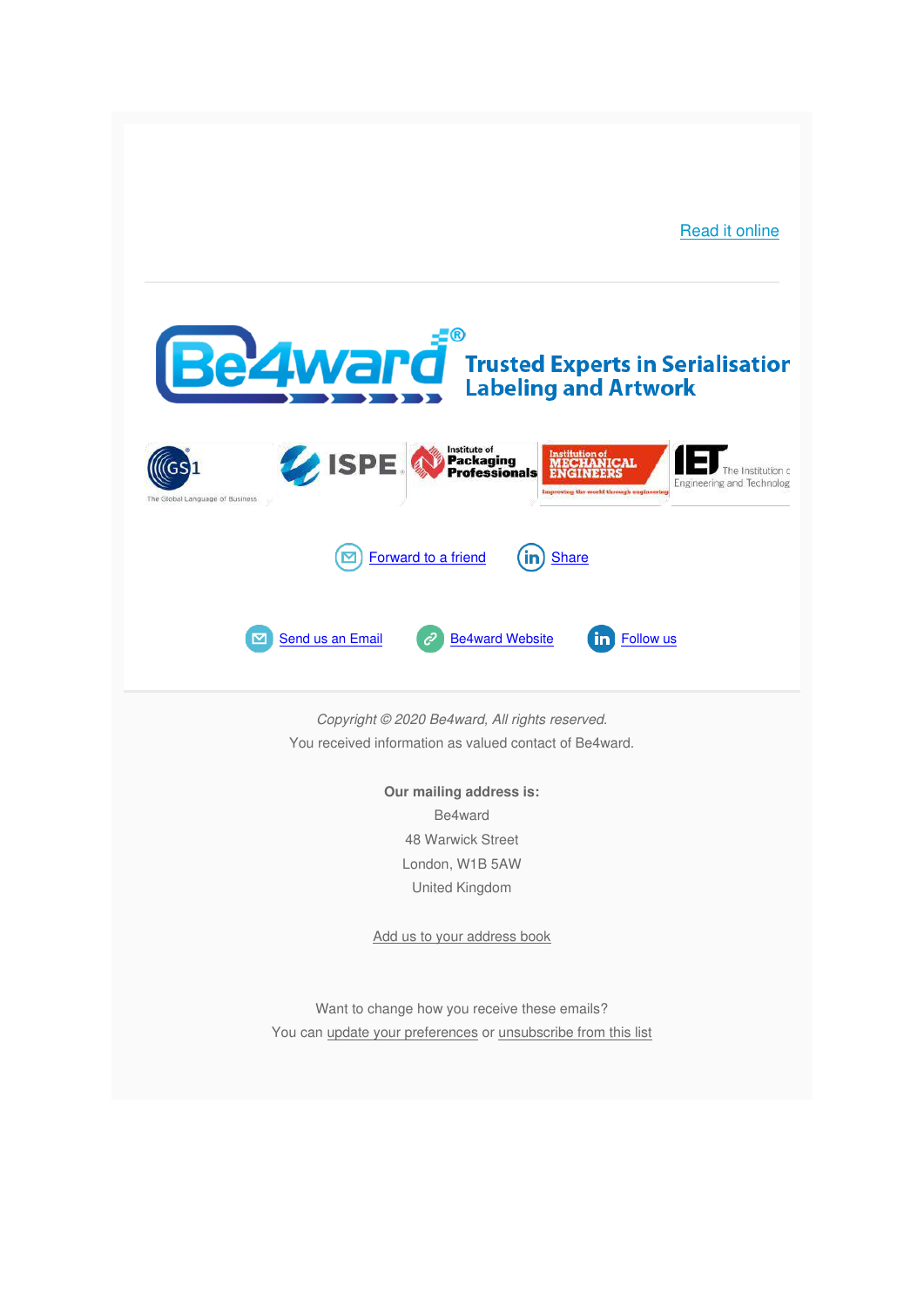Read it online

Trusted Experts in Serialisation Labeling and Artwork

Forward to a friend

Share

Send us an Email

Be4ward Website

Follow us

*Copyright © 2020 Be4ward, All rights reserved.*

You received information as valued contact of Be4ward.

**Our mailing address is:**

Be4ward

48 Warwick Street

London, W1B 5AW

United Kingdom

Add us to your address book

Want to change how you receive these emails?

You can update your preferences or unsubscribe from this list